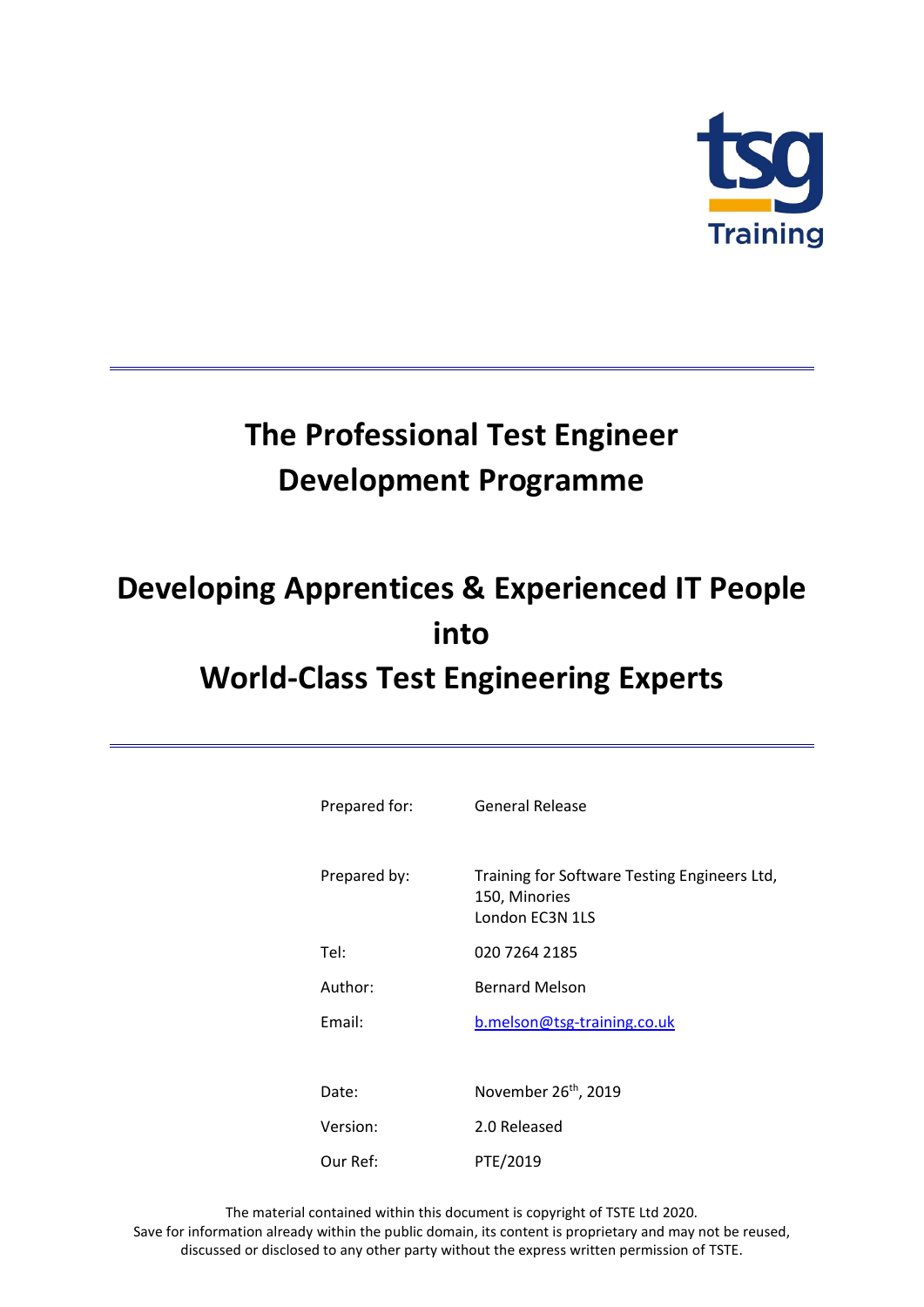tsg Training

# The Professional Test Engineer Development Programme

# Developing Apprentices & Experienced IT People into World-Class Test Engineering Experts

| | |
|---|---|
| Prepared for: | General Release |
| Prepared by: | Training for Software Testing Engineers Ltd,<br>150, Minories<br>London EC3N 1LS |
| Tel: | 020 7264 2185 |
| Author: | Bernard Melson |
| Email: | b.melson@tsg-training.co.uk |
| Date: | November 26th, 2019 |
| Version: | 2.0 Released |
| Our Ref: | PTE/2019 |

The material contained within this document is copyright of TSTE Ltd 2020.
Save for information already within the public domain, its content is proprietary and may not be reused, discussed or disclosed to any other party without the express written permission of TSTE.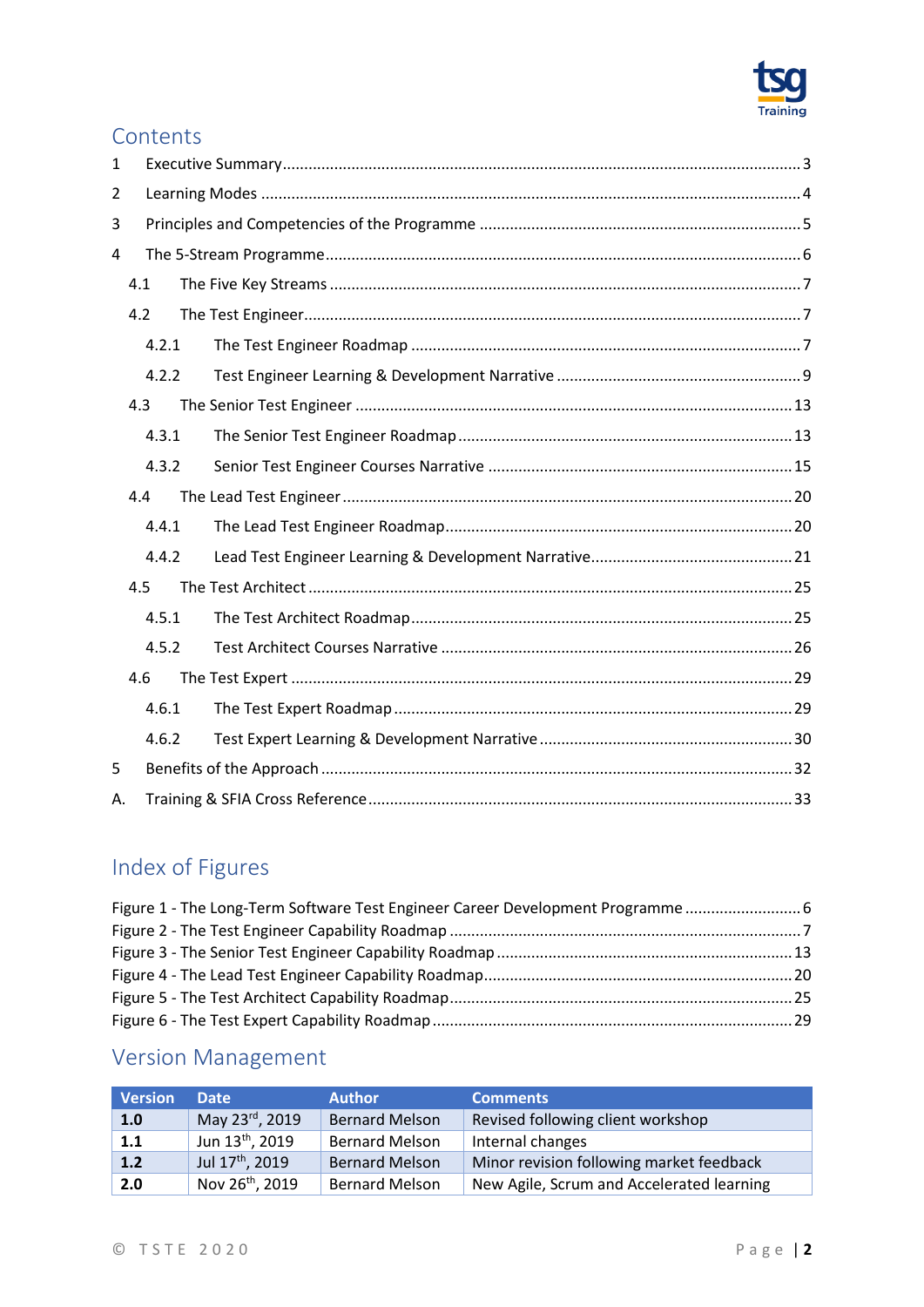# Contents

1 Executive Summary ..... 3

2 Learning Modes ..... 4

3 Principles and Competencies of the Programme ..... 5

4 The 5-Stream Programme ..... 6

- 4.1 The Five Key Streams ..... 7
- 4.2 The Test Engineer ..... 7
  - 4.2.1 The Test Engineer Roadmap ..... 7
  - 4.2.2 Test Engineer Learning & Development Narrative ..... 9
- 4.3 The Senior Test Engineer ..... 13
  - 4.3.1 The Senior Test Engineer Roadmap ..... 13
  - 4.3.2 Senior Test Engineer Courses Narrative ..... 15
- 4.4 The Lead Test Engineer ..... 20
  - 4.4.1 The Lead Test Engineer Roadmap ..... 20
  - 4.4.2 Lead Test Engineer Learning & Development Narrative ..... 21
- 4.5 The Test Architect ..... 25
  - 4.5.1 The Test Architect Roadmap ..... 25
  - 4.5.2 Test Architect Courses Narrative ..... 26
- 4.6 The Test Expert ..... 29
  - 4.6.1 The Test Expert Roadmap ..... 29
  - 4.6.2 Test Expert Learning & Development Narrative ..... 30

5 Benefits of the Approach ..... 32

A. Training & SFIA Cross Reference ..... 33

# Index of Figures

Figure 1 - The Long-Term Software Test Engineer Career Development Programme ..... 6

Figure 2 - The Test Engineer Capability Roadmap ..... 7

Figure 3 - The Senior Test Engineer Capability Roadmap ..... 13

Figure 4 - The Lead Test Engineer Capability Roadmap ..... 20

Figure 5 - The Test Architect Capability Roadmap ..... 25

Figure 6 - The Test Expert Capability Roadmap ..... 29

# Version Management

| Version | Date | Author | Comments |
|---|---|---|---|
| **1.0** | May 23rd, 2019 | Bernard Melson | Revised following client workshop |
| **1.1** | Jun 13th, 2019 | Bernard Melson | Internal changes |
| **1.2** | Jul 17th, 2019 | Bernard Melson | Minor revision following market feedback |
| **2.0** | Nov 26th, 2019 | Bernard Melson | New Agile, Scrum and Accelerated learning |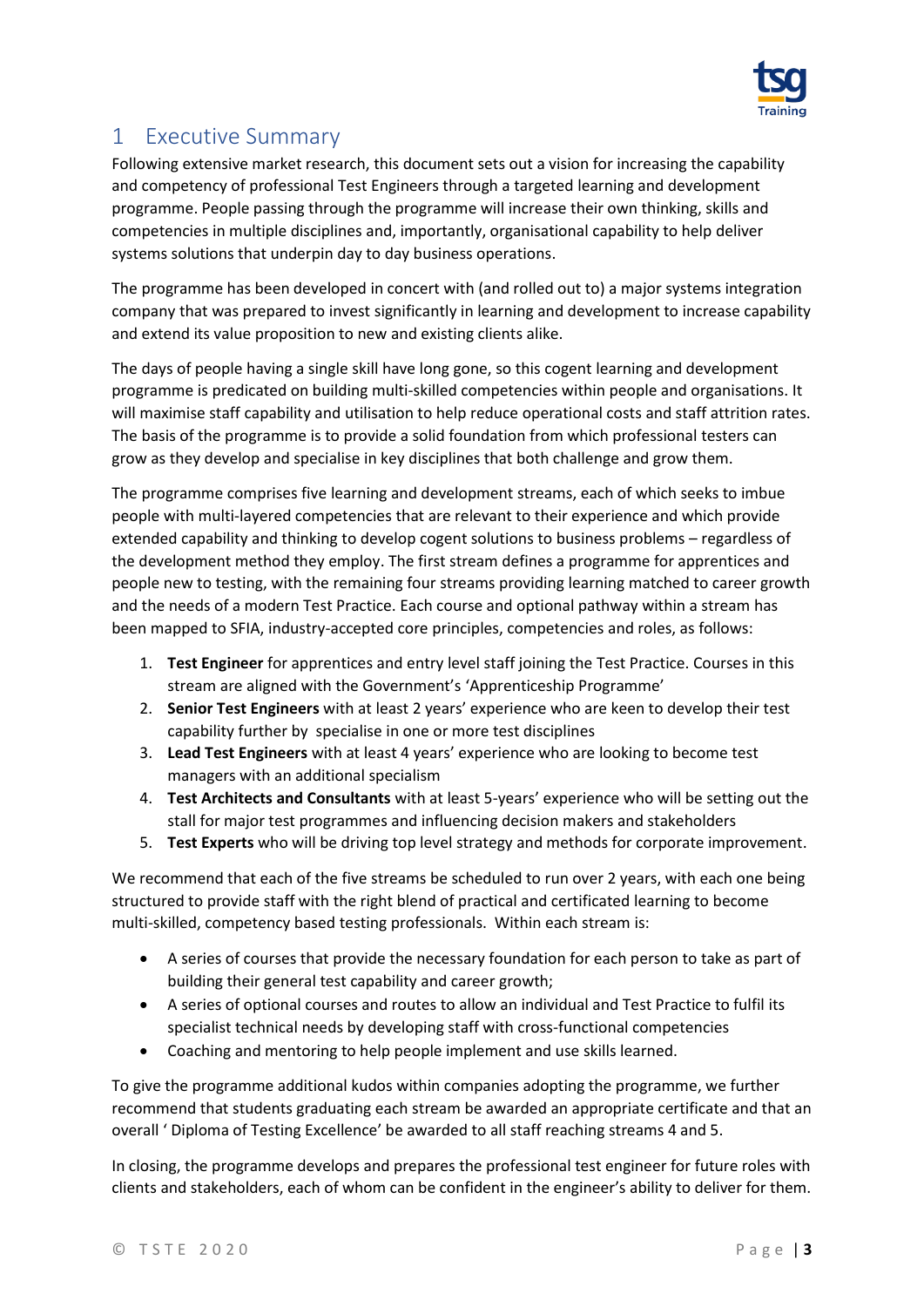# 1 Executive Summary

Following extensive market research, this document sets out a vision for increasing the capability and competency of professional Test Engineers through a targeted learning and development programme. People passing through the programme will increase their own thinking, skills and competencies in multiple disciplines and, importantly, organisational capability to help deliver systems solutions that underpin day to day business operations.

The programme has been developed in concert with (and rolled out to) a major systems integration company that was prepared to invest significantly in learning and development to increase capability and extend its value proposition to new and existing clients alike.

The days of people having a single skill have long gone, so this cogent learning and development programme is predicated on building multi-skilled competencies within people and organisations. It will maximise staff capability and utilisation to help reduce operational costs and staff attrition rates. The basis of the programme is to provide a solid foundation from which professional testers can grow as they develop and specialise in key disciplines that both challenge and grow them.

The programme comprises five learning and development streams, each of which seeks to imbue people with multi-layered competencies that are relevant to their experience and which provide extended capability and thinking to develop cogent solutions to business problems – regardless of the development method they employ. The first stream defines a programme for apprentices and people new to testing, with the remaining four streams providing learning matched to career growth and the needs of a modern Test Practice. Each course and optional pathway within a stream has been mapped to SFIA, industry-accepted core principles, competencies and roles, as follows:

1. **Test Engineer** for apprentices and entry level staff joining the Test Practice. Courses in this stream are aligned with the Government's 'Apprenticeship Programme'
2. **Senior Test Engineers** with at least 2 years' experience who are keen to develop their test capability further by specialise in one or more test disciplines
3. **Lead Test Engineers** with at least 4 years' experience who are looking to become test managers with an additional specialism
4. **Test Architects and Consultants** with at least 5-years' experience who will be setting out the stall for major test programmes and influencing decision makers and stakeholders
5. **Test Experts** who will be driving top level strategy and methods for corporate improvement.

We recommend that each of the five streams be scheduled to run over 2 years, with each one being structured to provide staff with the right blend of practical and certificated learning to become multi-skilled, competency based testing professionals. Within each stream is:

- A series of courses that provide the necessary foundation for each person to take as part of building their general test capability and career growth;
- A series of optional courses and routes to allow an individual and Test Practice to fulfil its specialist technical needs by developing staff with cross-functional competencies
- Coaching and mentoring to help people implement and use skills learned.

To give the programme additional kudos within companies adopting the programme, we further recommend that students graduating each stream be awarded an appropriate certificate and that an overall ' Diploma of Testing Excellence' be awarded to all staff reaching streams 4 and 5.

In closing, the programme develops and prepares the professional test engineer for future roles with clients and stakeholders, each of whom can be confident in the engineer's ability to deliver for them.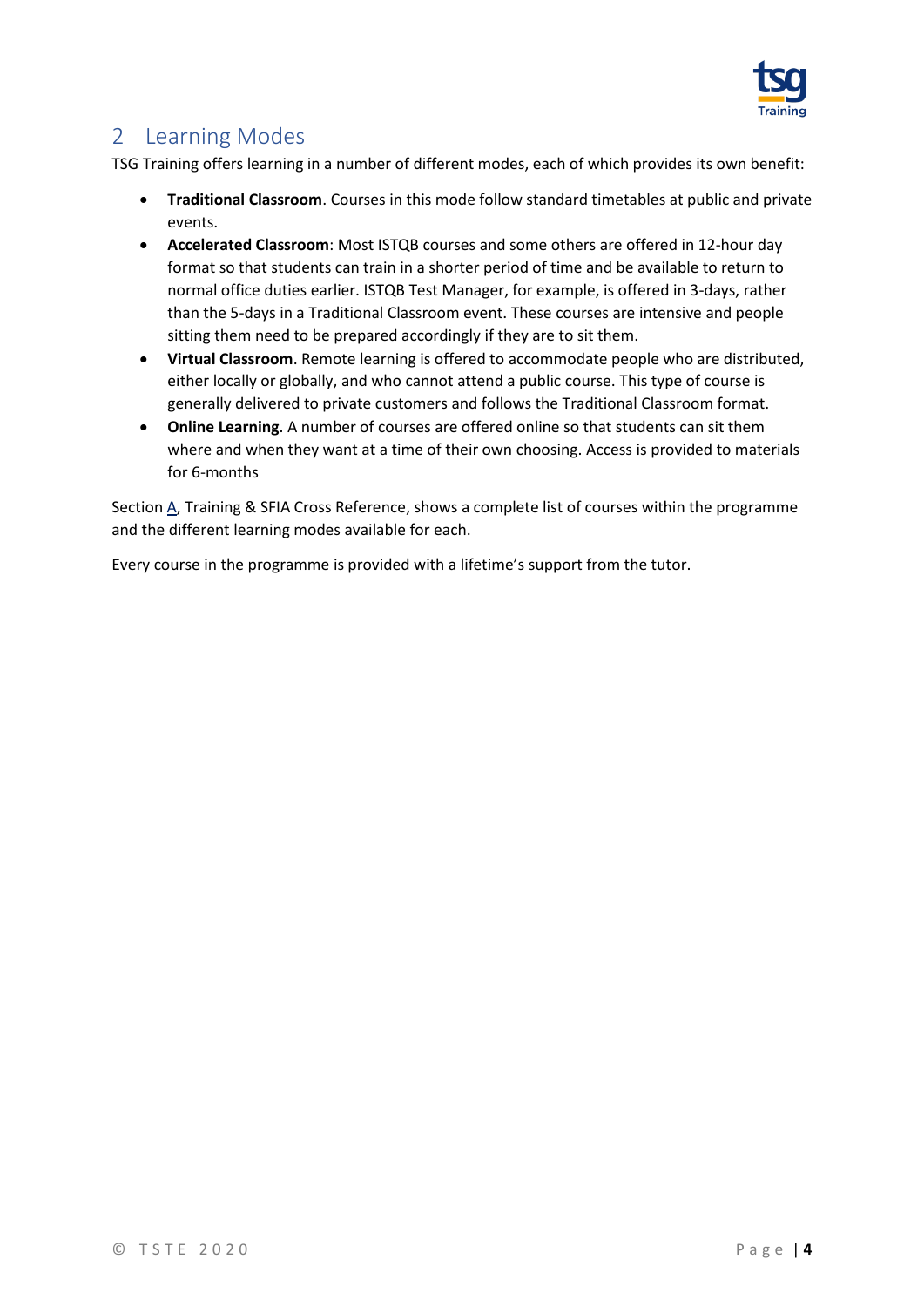## 2 Learning Modes

TSG Training offers learning in a number of different modes, each of which provides its own benefit:

- **Traditional Classroom**. Courses in this mode follow standard timetables at public and private events.
- **Accelerated Classroom**: Most ISTQB courses and some others are offered in 12-hour day format so that students can train in a shorter period of time and be available to return to normal office duties earlier. ISTQB Test Manager, for example, is offered in 3-days, rather than the 5-days in a Traditional Classroom event. These courses are intensive and people sitting them need to be prepared accordingly if they are to sit them.
- **Virtual Classroom**. Remote learning is offered to accommodate people who are distributed, either locally or globally, and who cannot attend a public course. This type of course is generally delivered to private customers and follows the Traditional Classroom format.
- **Online Learning**. A number of courses are offered online so that students can sit them where and when they want at a time of their own choosing. Access is provided to materials for 6-months

Section A, Training & SFIA Cross Reference, shows a complete list of courses within the programme and the different learning modes available for each.

Every course in the programme is provided with a lifetime's support from the tutor.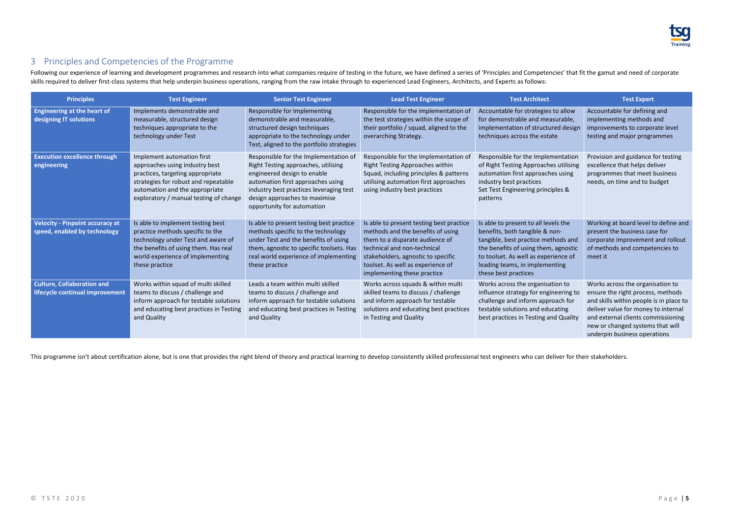## 3 Principles and Competencies of the Programme

Following our experience of learning and development programmes and research into what companies require of testing in the future, we have defined a series of 'Principles and Competencies' that fit the gamut and need of corporate skills required to deliver first-class systems that help underpin business operations, ranging from the raw intake through to experienced Lead Engineers, Architects, and Experts as follows:

| Principles | Test Engineer | Senior Test Engineer | Lead Test Engineer | Test Architect | Test Expert |
|---|---|---|---|---|---|
| **Engineering at the heart of designing IT solutions** | Implements demonstrable and measurable, structured design techniques appropriate to the technology under Test | Responsible for Implementing demonstrable and measurable, structured design techniques appropriate to the technology under Test, aligned to the portfolio strategies | Responsible for the implementation of the test strategies within the scope of their portfolio / squad, aligned to the overarching Strategy. | Accountable for strategies to allow for demonstrable and measurable, implementation of structured design techniques across the estate | Accountable for defining and implementing methods and improvements to corporate level testing and major programmes |
| **Execution excellence through engineering** | Implement automation first approaches using industry best practices, targeting appropriate strategies for robust and repeatable automation and the appropriate exploratory / manual testing of change | Responsible for the Implementation of Right Testing approaches, utilising engineered design to enable automation first approaches using industry best practices leveraging test design approaches to maximise opportunity for automation | Responsible for the Implementation of Right Testing Approaches within Squad, including principles & patterns utilising automation first approaches using industry best practices | Responsible for the Implementation of Right Testing Approaches utilising automation first approaches using industry best practices<br>Set Test Engineering principles & patterns | Provision and guidance for testing excellence that helps deliver programmes that meet business needs, on time and to budget |
| **Velocity - Pinpoint accuracy at speed, enabled by technology** | Is able to implement testing best practice methods specific to the technology under Test and aware of the benefits of using them. Has real world experience of implementing these practice | Is able to present testing best practice methods specific to the technology under Test and the benefits of using them, agnostic to specific toolsets. Has real world experience of implementing these practice | Is able to present testing best practice methods and the benefits of using them to a disparate audience of technical and non-technical stakeholders, agnostic to specific toolset. As well as experience of implementing these practice | Is able to present to all levels the benefits, both tangible & non-tangible, best practice methods and the benefits of using them, agnostic to toolset. As well as experience of leading teams, in implementing these best practices | Working at board level to define and present the business case for corporate improvement and rollout of methods and competencies to meet it |
| **Culture, Collaboration and lifecycle continual improvement** | Works within squad of multi skilled teams to discuss / challenge and inform approach for testable solutions and educating best practices in Testing and Quality | Leads a team within multi skilled teams to discuss / challenge and inform approach for testable solutions and educating best practices in Testing and Quality | Works across squads & within multi skilled teams to discuss / challenge and inform approach for testable solutions and educating best practices in Testing and Quality | Works across the organisation to influence strategy for engineering to challenge and inform approach for testable solutions and educating best practices in Testing and Quality | Works across the organisation to ensure the right process, methods and skills within people is in place to deliver value for money to internal and external clients commissioning new or changed systems that will underpin business operations |

This programme isn't about certification alone, but is one that provides the right blend of theory and practical learning to develop consistently skilled professional test engineers who can deliver for their stakeholders.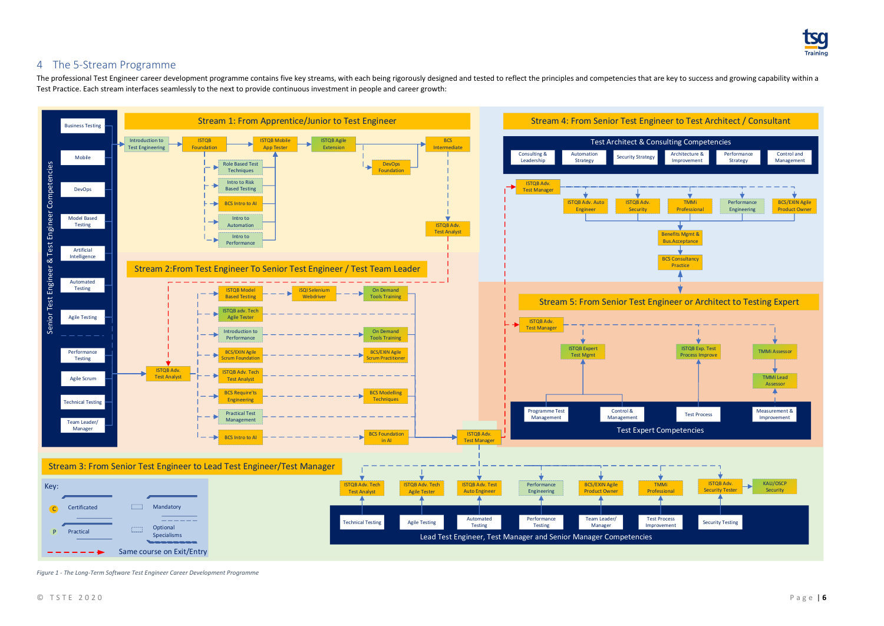## 4 The 5-Stream Programme

The professional Test Engineer career development programme contains five key streams, with each being rigorously designed and tested to reflect the principles and competencies that are key to success and growing capability within a Test Practice. Each stream interfaces seamlessly to the next to provide continuous investment in people and career growth:

**Senior Test Engineer & Test Engineer Competencies**

- Business Testing
- Mobile
- DevOps
- Model Based Testing
- Artificial Intelligence
- Automated Testing
- Agile Testing
- Performance Testing
- Agile Scrum
- Technical Testing
- Team Leader/ Manager

**Stream 1: From Apprentice/Junior to Test Engineer**

- Introduction to Test Engineering
- ISTQB Foundation
- ISTQB Mobile App Tester
- ISTQB Agile Extension
- BCS Intermediate
- DevOps Foundation
- Role Based Test Techniques
- Intro to Risk Based Testing
- BCS Intro to AI
- Intro to Automation
- Intro to Performance
- ISTQB Adv. Test Analyst

**Stream 2: From Test Engineer To Senior Test Engineer / Test Team Leader**

- ISTQB Adv. Test Analyst
- ISTQB Model Based Testing
- iSQI Selenium Webdriver
- On Demand Tools Training
- ISTQB adv. Tech Agile Tester
- Introduction to Performance
- On Demand Tools Training
- BCS/EXIN Agile Scrum Foundation
- BCS/EXIN Agile Scrum Practitioner
- ISTQB Adv. Tech Test Analyst
- BCS Require't's Engineering
- BCS Modelling Techniques
- Practical Test Management
- BCS Intro to AI
- BCS Foundation in AI
- ISTQB Adv. Test Manager

**Stream 3: From Senior Test Engineer to Lead Test Engineer/Test Manager**

- ISTQB Adv. Tech Test Analyst
- ISTQB Adv. Tech Agile Tester
- ISTQB Adv. Test Auto Engineer
- Performance Engineering
- BCS/EXIN Agile Product Owner
- TMMi Professional
- ISTQB Adv. Security Tester
- KALI/OSCP Security

Lead Test Engineer, Test Manager and Senior Manager Competencies:

- Technical Testing
- Agile Testing
- Automated Testing
- Performance Testing
- Team Leader/ Manager
- Test Process Improvement
- Security Testing

**Stream 4: From Senior Test Engineer to Test Architect / Consultant**

Test Architect & Consulting Competencies:

- Consulting & Leadership
- Automation Strategy
- Security Strategy
- Architecture & Improvement
- Performance Strategy
- Control and Management

Courses:

- ISTQB Adv. Test Manager
- ISTQB Adv. Auto Engineer
- ISTQB Adv. Security
- TMMi Professional
- Performance Engineering
- BCS/EXIN Agile Product Owner
- Benefits Mgmt & Bus.Acceptance
- BCS Consultancy Practice

**Stream 5: From Senior Test Engineer or Architect to Testing Expert**

- ISTQB Adv. Test Manager
- ISTQB Expert Test Mgmt
- ISTQB Exp. Test Process Improve
- TMMi Assessor
- TMMi Lead Assessor

Test Expert Competencies:

- Programme Test Management
- Control & Management
- Test Process
- Measurement & Improvement

**Key:**

- C – Certificated
- P – Practical
- Mandatory
- Optional Specialisms
- Same course on Exit/Entry

*Figure 1 - The Long-Term Software Test Engineer Career Development Programme*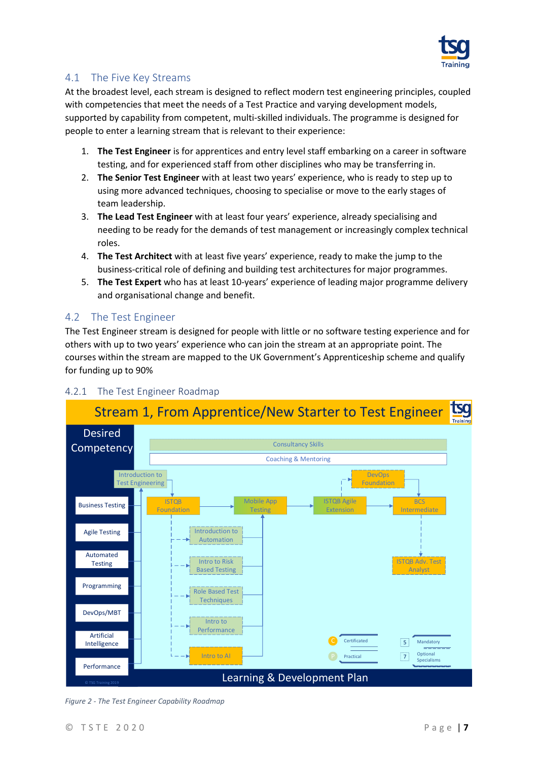## 4.1 The Five Key Streams

At the broadest level, each stream is designed to reflect modern test engineering principles, coupled with competencies that meet the needs of a Test Practice and varying development models, supported by capability from competent, multi-skilled individuals. The programme is designed for people to enter a learning stream that is relevant to their experience:

1. **The Test Engineer** is for apprentices and entry level staff embarking on a career in software testing, and for experienced staff from other disciplines who may be transferring in.
2. **The Senior Test Engineer** with at least two years' experience, who is ready to step up to using more advanced techniques, choosing to specialise or move to the early stages of team leadership.
3. **The Lead Test Engineer** with at least four years' experience, already specialising and needing to be ready for the demands of test management or increasingly complex technical roles.
4. **The Test Architect** with at least five years' experience, ready to make the jump to the business-critical role of defining and building test architectures for major programmes.
5. **The Test Expert** who has at least 10-years' experience of leading major programme delivery and organisational change and benefit.

## 4.2 The Test Engineer

The Test Engineer stream is designed for people with little or no software testing experience and for others with up to two years' experience who can join the stream at an appropriate point. The courses within the stream are mapped to the UK Government's Apprenticeship scheme and qualify for funding up to 90%

### 4.2.1 The Test Engineer Roadmap

Stream 1, From Apprentice/New Starter to Test Engineer

Desired Competency: Business Testing, Agile Testing, Automated Testing, Programming, DevOps/MBT, Artificial Intelligence, Performance

Consultancy Skills; Coaching & Mentoring

Introduction to Test Engineering → ISTQB Foundation → Mobile App Testing → ISTQB Agile Extension → DevOps Foundation → BCS Intermediate → ISTQB Adv. Test Analyst

Optional: Introduction to Automation; Intro to Risk Based Testing; Role Based Test Techniques; Intro to Performance; Intro to AI

Key: C – Certificated; P – Practical; Mandatory; Optional Specialisms

Learning & Development Plan

*Figure 2 - The Test Engineer Capability Roadmap*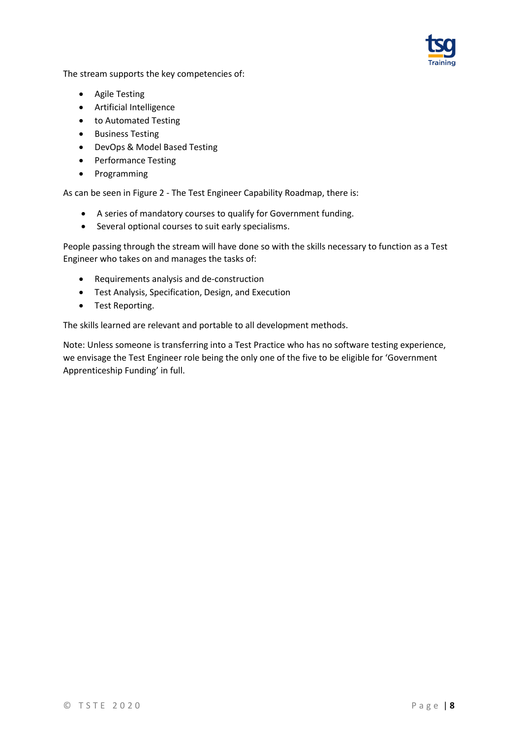The stream supports the key competencies of:

- Agile Testing
- Artificial Intelligence
- to Automated Testing
- Business Testing
- DevOps & Model Based Testing
- Performance Testing
- Programming

As can be seen in Figure 2 - The Test Engineer Capability Roadmap, there is:

- A series of mandatory courses to qualify for Government funding.
- Several optional courses to suit early specialisms.

People passing through the stream will have done so with the skills necessary to function as a Test Engineer who takes on and manages the tasks of:

- Requirements analysis and de-construction
- Test Analysis, Specification, Design, and Execution
- Test Reporting.

The skills learned are relevant and portable to all development methods.

Note: Unless someone is transferring into a Test Practice who has no software testing experience, we envisage the Test Engineer role being the only one of the five to be eligible for 'Government Apprenticeship Funding' in full.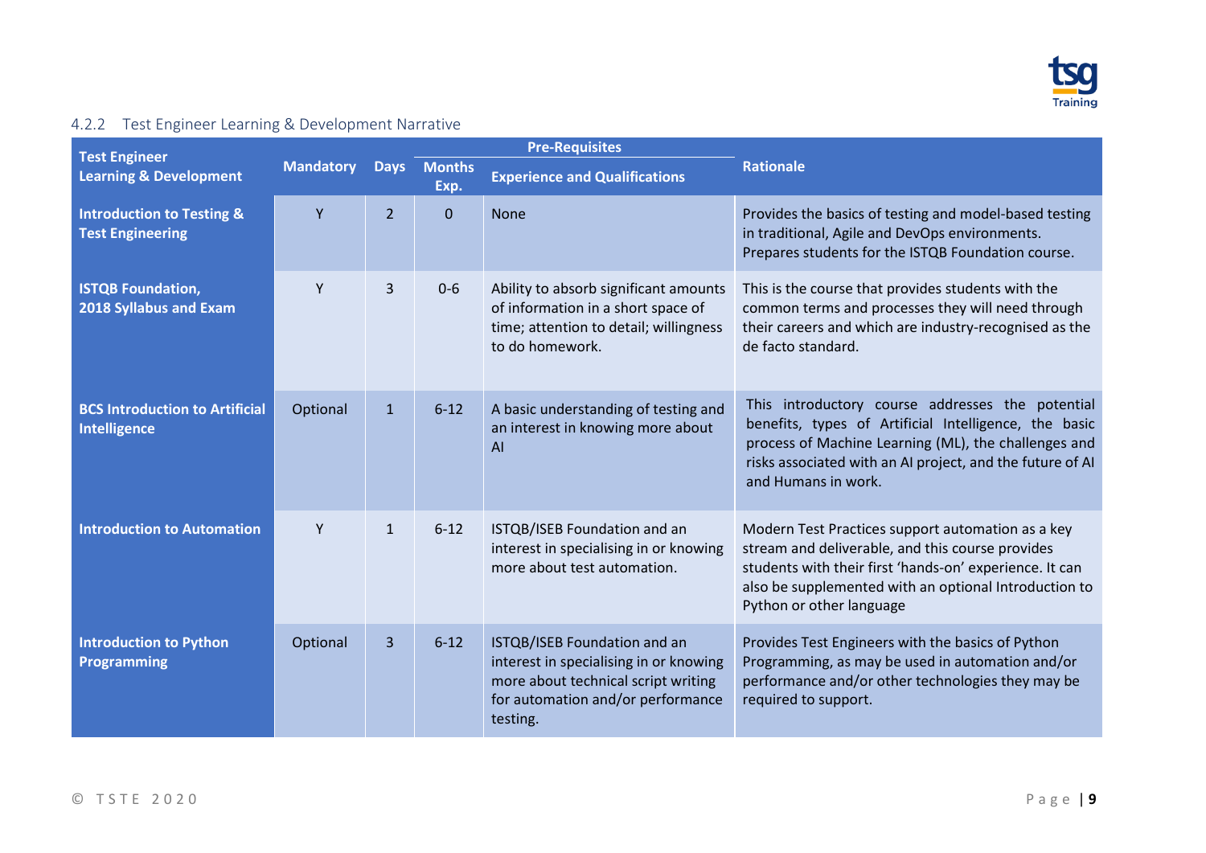### 4.2.2 Test Engineer Learning & Development Narrative

| Test Engineer Learning & Development | Mandatory | Days | Pre-Requisites | | Rationale |
|---|---|---|---|---|---|
| | | | Months Exp. | Experience and Qualifications | |
| **Introduction to Testing & Test Engineering** | Y | 2 | 0 | None | Provides the basics of testing and model-based testing in traditional, Agile and DevOps environments. Prepares students for the ISTQB Foundation course. |
| **ISTQB Foundation, 2018 Syllabus and Exam** | Y | 3 | 0-6 | Ability to absorb significant amounts of information in a short space of time; attention to detail; willingness to do homework. | This is the course that provides students with the common terms and processes they will need through their careers and which are industry-recognised as the de facto standard. |
| **BCS Introduction to Artificial Intelligence** | Optional | 1 | 6-12 | A basic understanding of testing and an interest in knowing more about AI | This introductory course addresses the potential benefits, types of Artificial Intelligence, the basic process of Machine Learning (ML), the challenges and risks associated with an AI project, and the future of AI and Humans in work. |
| **Introduction to Automation** | Y | 1 | 6-12 | ISTQB/ISEB Foundation and an interest in specialising in or knowing more about test automation. | Modern Test Practices support automation as a key stream and deliverable, and this course provides students with their first 'hands-on' experience. It can also be supplemented with an optional Introduction to Python or other language |
| **Introduction to Python Programming** | Optional | 3 | 6-12 | ISTQB/ISEB Foundation and an interest in specialising in or knowing more about technical script writing for automation and/or performance testing. | Provides Test Engineers with the basics of Python Programming, as may be used in automation and/or performance and/or other technologies they may be required to support. |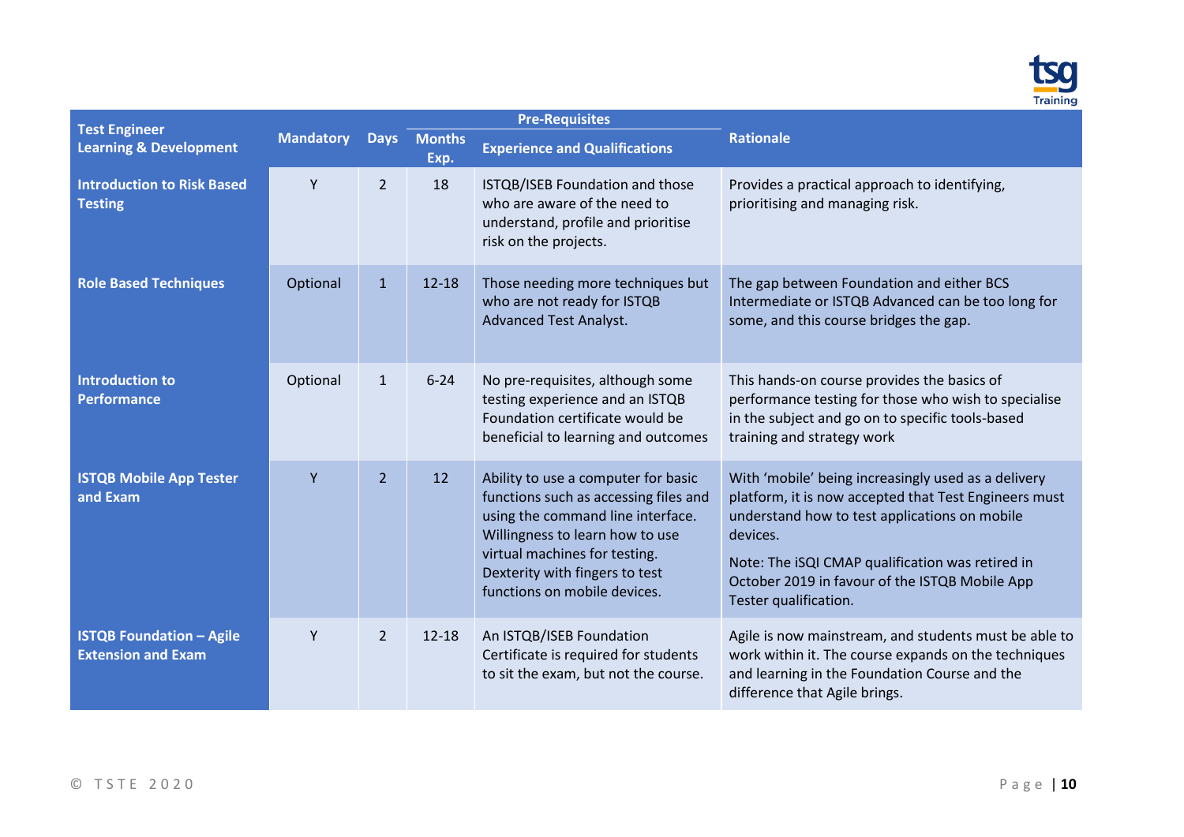| Test Engineer Learning & Development | Mandatory | Days | Pre-Requisites | | Rationale |
|---|---|---|---|---|---|
| | | | Months Exp. | Experience and Qualifications | |
| **Introduction to Risk Based Testing** | Y | 2 | 18 | ISTQB/ISEB Foundation and those who are aware of the need to understand, profile and prioritise risk on the projects. | Provides a practical approach to identifying, prioritising and managing risk. |
| **Role Based Techniques** | Optional | 1 | 12-18 | Those needing more techniques but who are not ready for ISTQB Advanced Test Analyst. | The gap between Foundation and either BCS Intermediate or ISTQB Advanced can be too long for some, and this course bridges the gap. |
| **Introduction to Performance** | Optional | 1 | 6-24 | No pre-requisites, although some testing experience and an ISTQB Foundation certificate would be beneficial to learning and outcomes | This hands-on course provides the basics of performance testing for those who wish to specialise in the subject and go on to specific tools-based training and strategy work |
| **ISTQB Mobile App Tester and Exam** | Y | 2 | 12 | Ability to use a computer for basic functions such as accessing files and using the command line interface. Willingness to learn how to use virtual machines for testing. Dexterity with fingers to test functions on mobile devices. | With 'mobile' being increasingly used as a delivery platform, it is now accepted that Test Engineers must understand how to test applications on mobile devices. Note: The iSQI CMAP qualification was retired in October 2019 in favour of the ISTQB Mobile App Tester qualification. |
| **ISTQB Foundation – Agile Extension and Exam** | Y | 2 | 12-18 | An ISTQB/ISEB Foundation Certificate is required for students to sit the exam, but not the course. | Agile is now mainstream, and students must be able to work within it. The course expands on the techniques and learning in the Foundation Course and the difference that Agile brings. |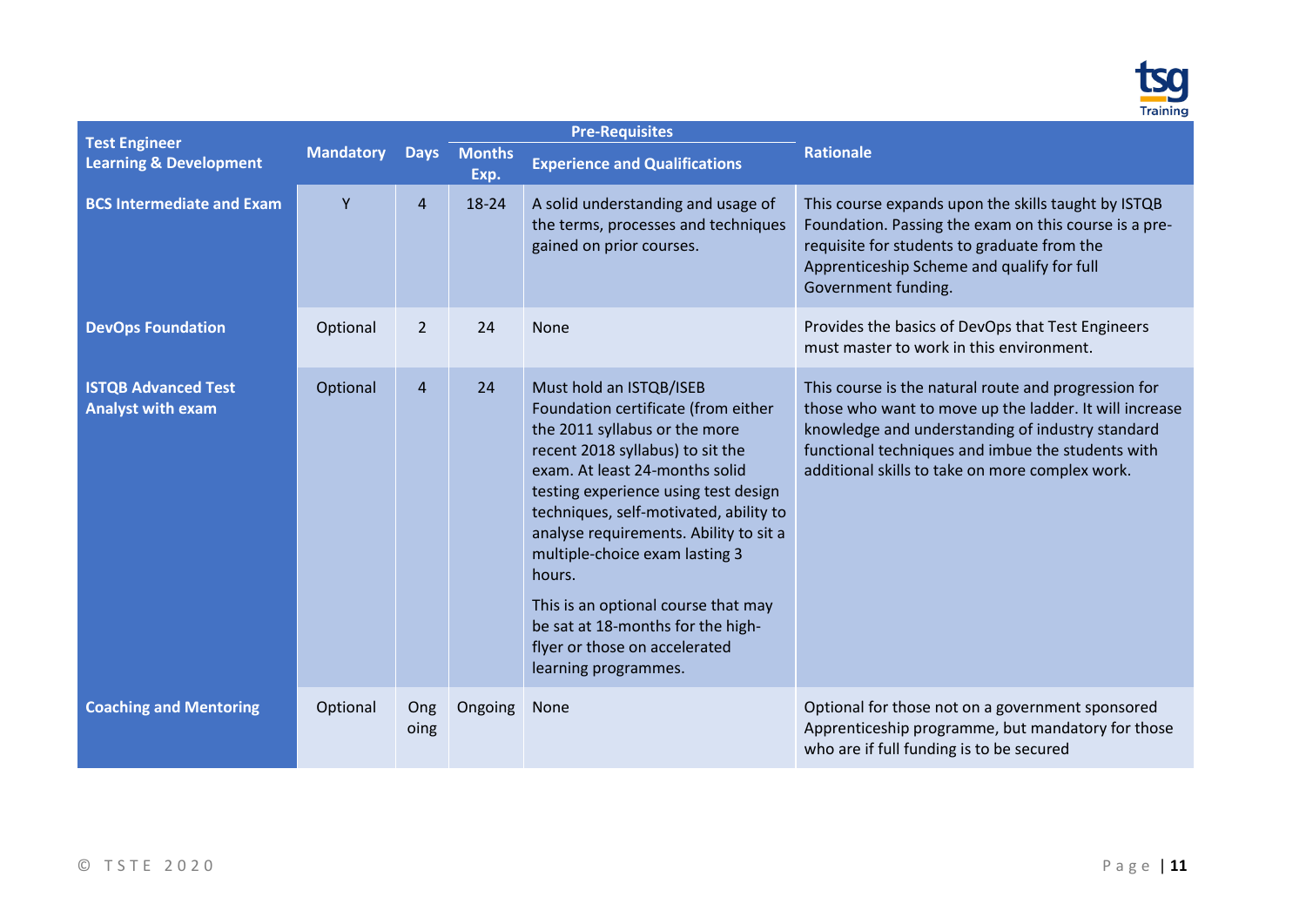| Test Engineer Learning & Development | Mandatory | Days | Pre-Requisites | | Rationale |
|---|---|---|---|---|---|
| | | | Months Exp. | Experience and Qualifications | |
| **BCS Intermediate and Exam** | Y | 4 | 18-24 | A solid understanding and usage of the terms, processes and techniques gained on prior courses. | This course expands upon the skills taught by ISTQB Foundation. Passing the exam on this course is a pre-requisite for students to graduate from the Apprenticeship Scheme and qualify for full Government funding. |
| **DevOps Foundation** | Optional | 2 | 24 | None | Provides the basics of DevOps that Test Engineers must master to work in this environment. |
| **ISTQB Advanced Test Analyst with exam** | Optional | 4 | 24 | Must hold an ISTQB/ISEB Foundation certificate (from either the 2011 syllabus or the more recent 2018 syllabus) to sit the exam. At least 24-months solid testing experience using test design techniques, self-motivated, ability to analyse requirements. Ability to sit a multiple-choice exam lasting 3 hours.<br><br>This is an optional course that may be sat at 18-months for the high-flyer or those on accelerated learning programmes. | This course is the natural route and progression for those who want to move up the ladder. It will increase knowledge and understanding of industry standard functional techniques and imbue the students with additional skills to take on more complex work. |
| **Coaching and Mentoring** | Optional | Ongoing | Ongoing | None | Optional for those not on a government sponsored Apprenticeship programme, but mandatory for those who are if full funding is to be secured |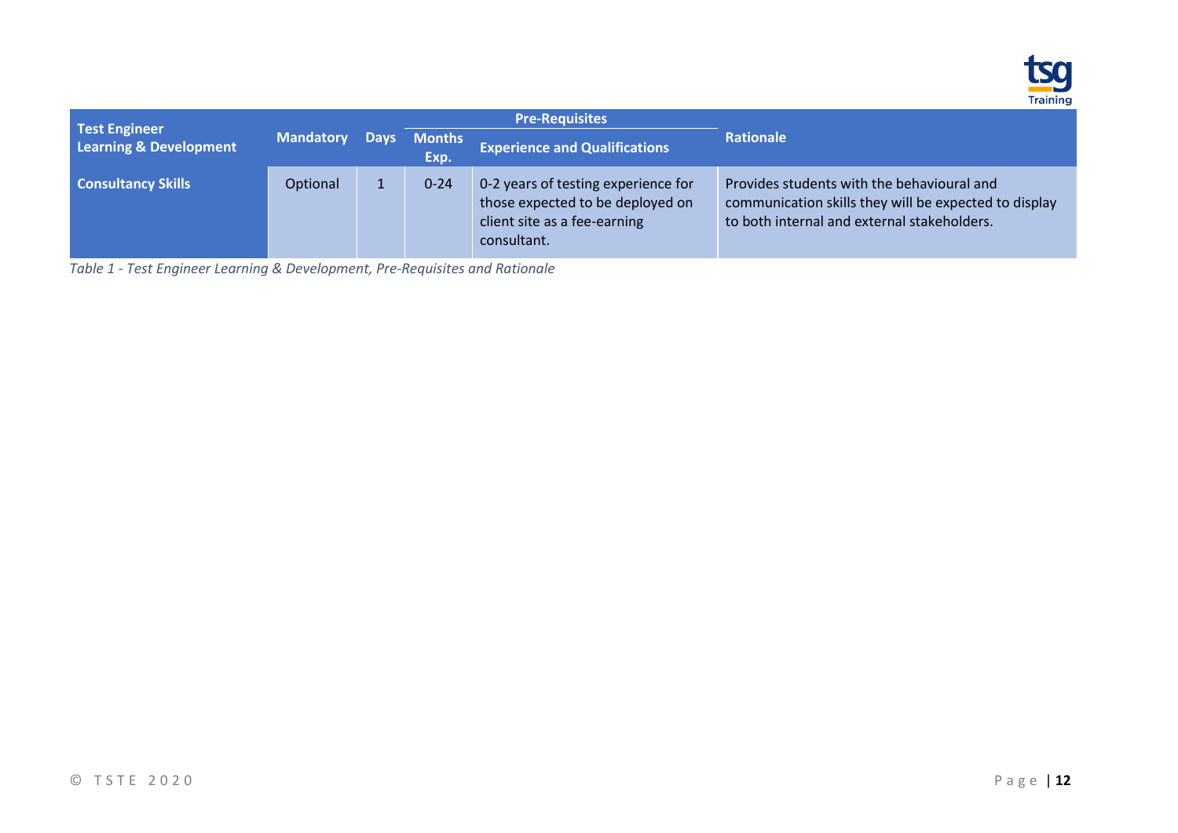| Test Engineer Learning & Development | Mandatory | Days | Pre-Requisites | | Rationale |
|---|---|---|---|---|---|
| | | | Months Exp. | Experience and Qualifications | |
| **Consultancy Skills** | Optional | 1 | 0-24 | 0-2 years of testing experience for those expected to be deployed on client site as a fee-earning consultant. | Provides students with the behavioural and communication skills they will be expected to display to both internal and external stakeholders. |

*Table 1 - Test Engineer Learning & Development, Pre-Requisites and Rationale*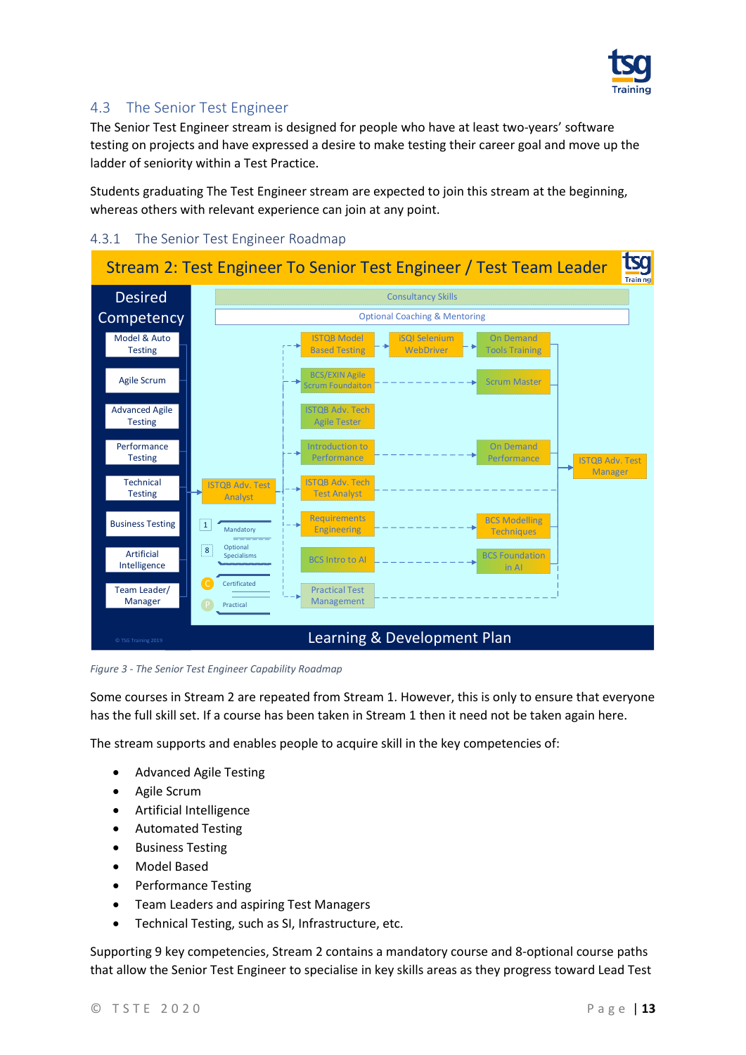## 4.3 The Senior Test Engineer

The Senior Test Engineer stream is designed for people who have at least two-years' software testing on projects and have expressed a desire to make testing their career goal and move up the ladder of seniority within a Test Practice.

Students graduating The Test Engineer stream are expected to join this stream at the beginning, whereas others with relevant experience can join at any point.

### 4.3.1 The Senior Test Engineer Roadmap

Stream 2: Test Engineer To Senior Test Engineer / Test Team Leader

*Figure 3 - The Senior Test Engineer Capability Roadmap*

Some courses in Stream 2 are repeated from Stream 1. However, this is only to ensure that everyone has the full skill set. If a course has been taken in Stream 1 then it need not be taken again here.

The stream supports and enables people to acquire skill in the key competencies of:

- Advanced Agile Testing
- Agile Scrum
- Artificial Intelligence
- Automated Testing
- Business Testing
- Model Based
- Performance Testing
- Team Leaders and aspiring Test Managers
- Technical Testing, such as SI, Infrastructure, etc.

Supporting 9 key competencies, Stream 2 contains a mandatory course and 8-optional course paths that allow the Senior Test Engineer to specialise in key skills areas as they progress toward Lead Test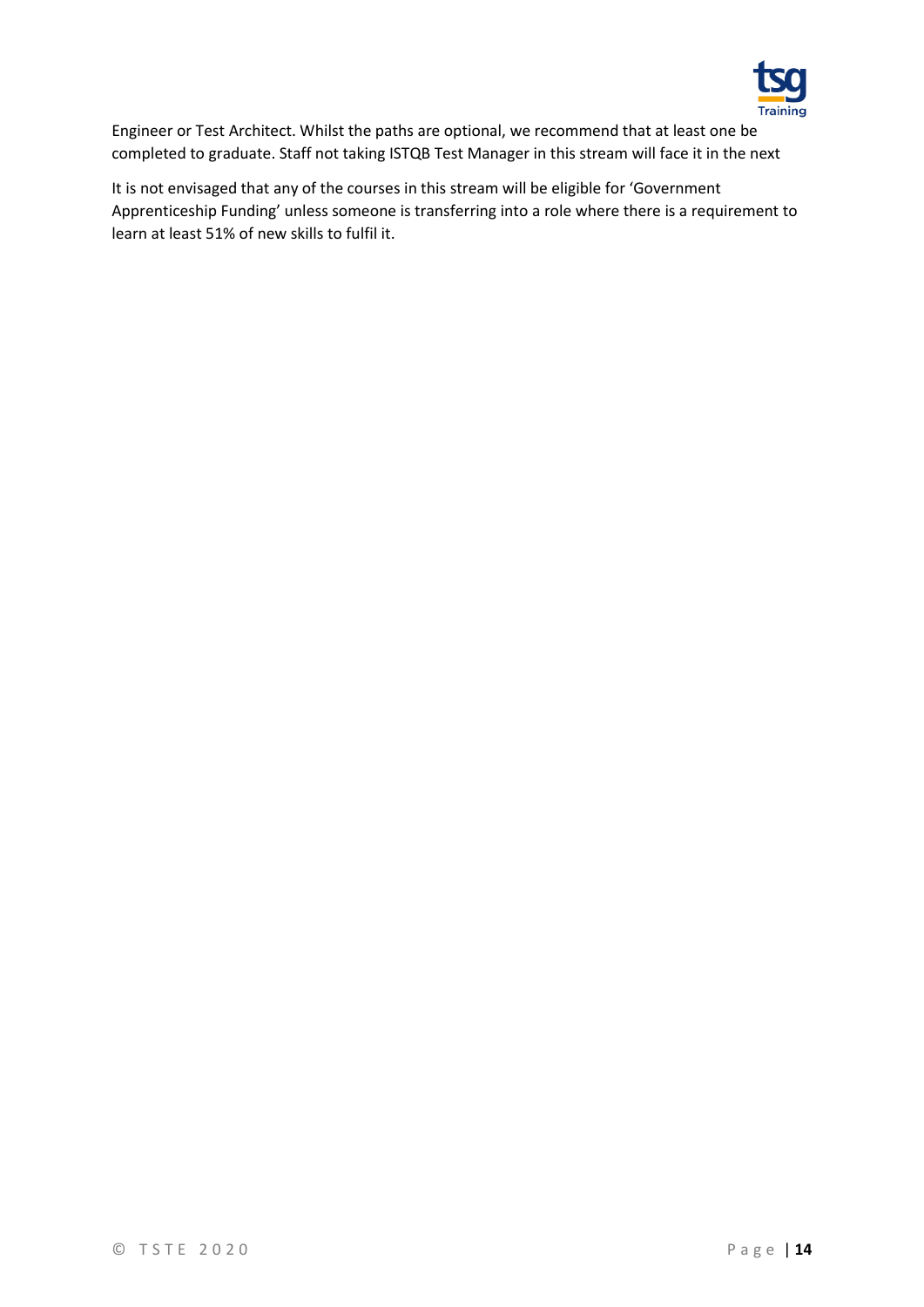Engineer or Test Architect. Whilst the paths are optional, we recommend that at least one be completed to graduate. Staff not taking ISTQB Test Manager in this stream will face it in the next

It is not envisaged that any of the courses in this stream will be eligible for 'Government Apprenticeship Funding' unless someone is transferring into a role where there is a requirement to learn at least 51% of new skills to fulfil it.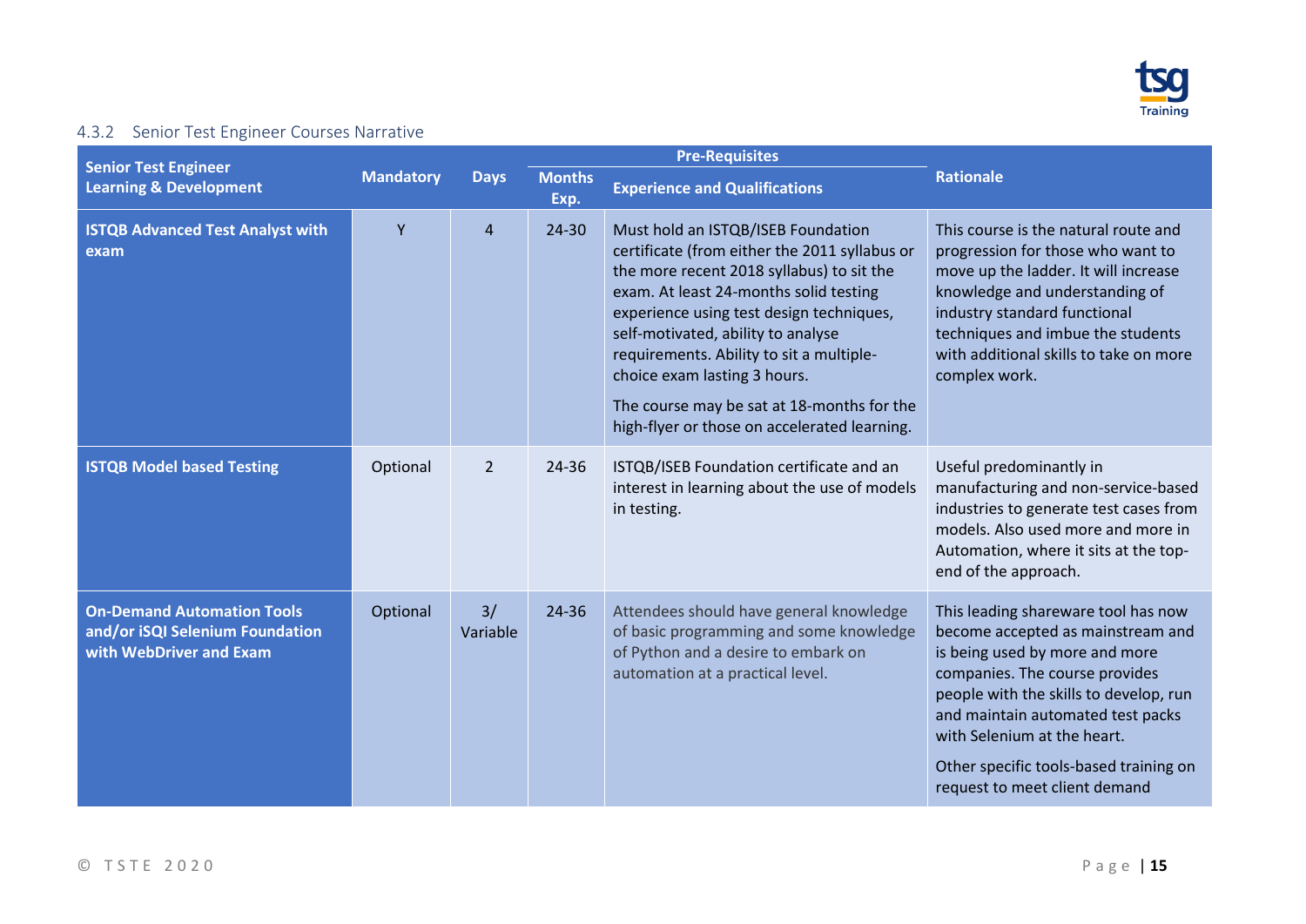### 4.3.2 Senior Test Engineer Courses Narrative

| Senior Test Engineer Learning & Development | Mandatory | Days | Pre-Requisites | | Rationale |
|---|---|---|---|---|---|
| | | | Months Exp. | Experience and Qualifications | |
| **ISTQB Advanced Test Analyst with exam** | Y | 4 | 24-30 | Must hold an ISTQB/ISEB Foundation certificate (from either the 2011 syllabus or the more recent 2018 syllabus) to sit the exam. At least 24-months solid testing experience using test design techniques, self-motivated, ability to analyse requirements. Ability to sit a multiple-choice exam lasting 3 hours.<br><br>The course may be sat at 18-months for the high-flyer or those on accelerated learning. | This course is the natural route and progression for those who want to move up the ladder. It will increase knowledge and understanding of industry standard functional techniques and imbue the students with additional skills to take on more complex work. |
| **ISTQB Model based Testing** | Optional | 2 | 24-36 | ISTQB/ISEB Foundation certificate and an interest in learning about the use of models in testing. | Useful predominantly in manufacturing and non-service-based industries to generate test cases from models. Also used more and more in Automation, where it sits at the top-end of the approach. |
| **On-Demand Automation Tools and/or iSQI Selenium Foundation with WebDriver and Exam** | Optional | 3/ Variable | 24-36 | Attendees should have general knowledge of basic programming and some knowledge of Python and a desire to embark on automation at a practical level. | This leading shareware tool has now become accepted as mainstream and is being used by more and more companies. The course provides people with the skills to develop, run and maintain automated test packs with Selenium at the heart.<br><br>Other specific tools-based training on request to meet client demand |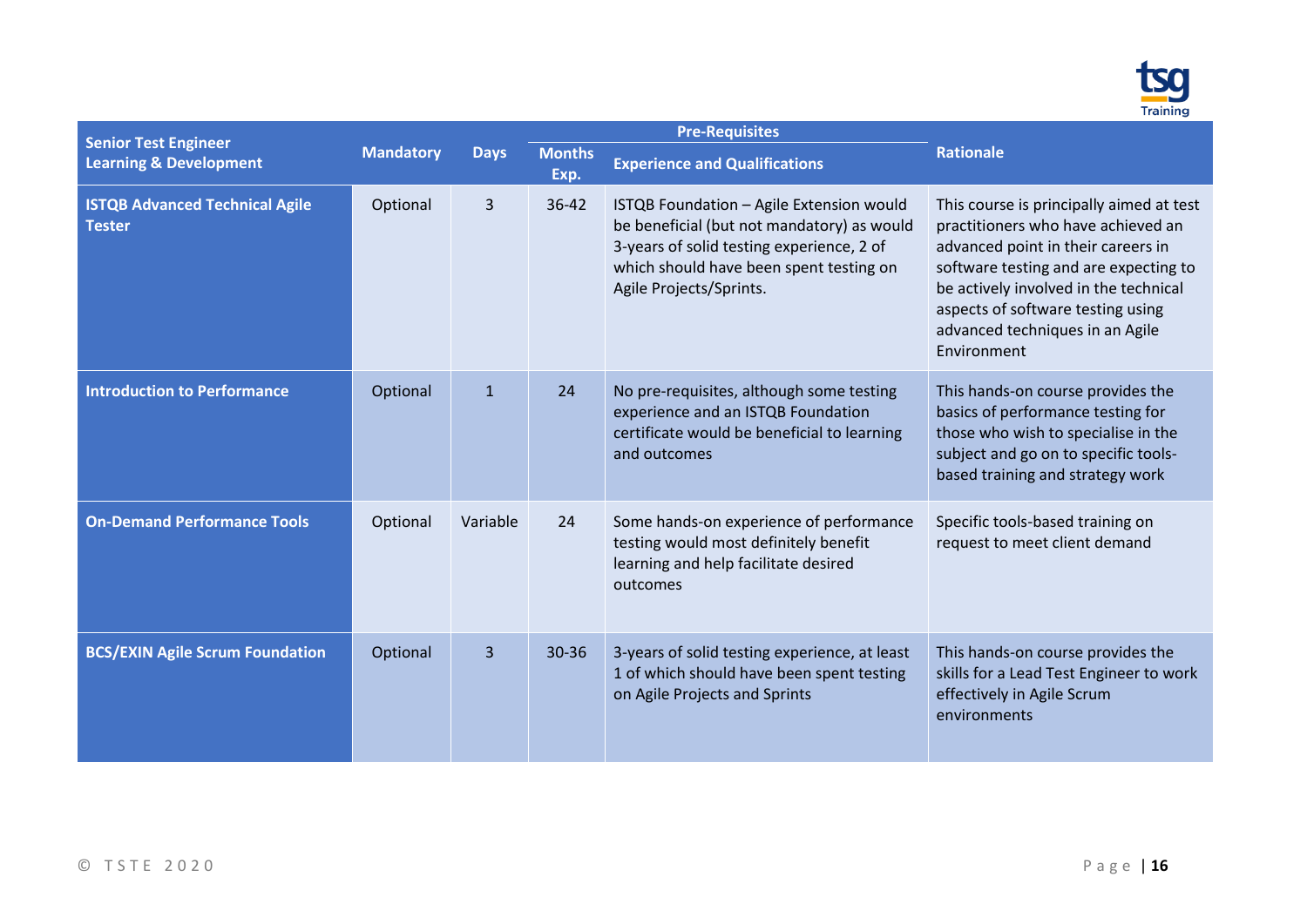| Senior Test Engineer Learning & Development | Mandatory | Days | Pre-Requisites | | Rationale |
|---|---|---|---|---|---|
| | | | Months Exp. | Experience and Qualifications | |
| **ISTQB Advanced Technical Agile Tester** | Optional | 3 | 36-42 | ISTQB Foundation – Agile Extension would be beneficial (but not mandatory) as would 3-years of solid testing experience, 2 of which should have been spent testing on Agile Projects/Sprints. | This course is principally aimed at test practitioners who have achieved an advanced point in their careers in software testing and are expecting to be actively involved in the technical aspects of software testing using advanced techniques in an Agile Environment |
| **Introduction to Performance** | Optional | 1 | 24 | No pre-requisites, although some testing experience and an ISTQB Foundation certificate would be beneficial to learning and outcomes | This hands-on course provides the basics of performance testing for those who wish to specialise in the subject and go on to specific tools-based training and strategy work |
| **On-Demand Performance Tools** | Optional | Variable | 24 | Some hands-on experience of performance testing would most definitely benefit learning and help facilitate desired outcomes | Specific tools-based training on request to meet client demand |
| **BCS/EXIN Agile Scrum Foundation** | Optional | 3 | 30-36 | 3-years of solid testing experience, at least 1 of which should have been spent testing on Agile Projects and Sprints | This hands-on course provides the skills for a Lead Test Engineer to work effectively in Agile Scrum environments |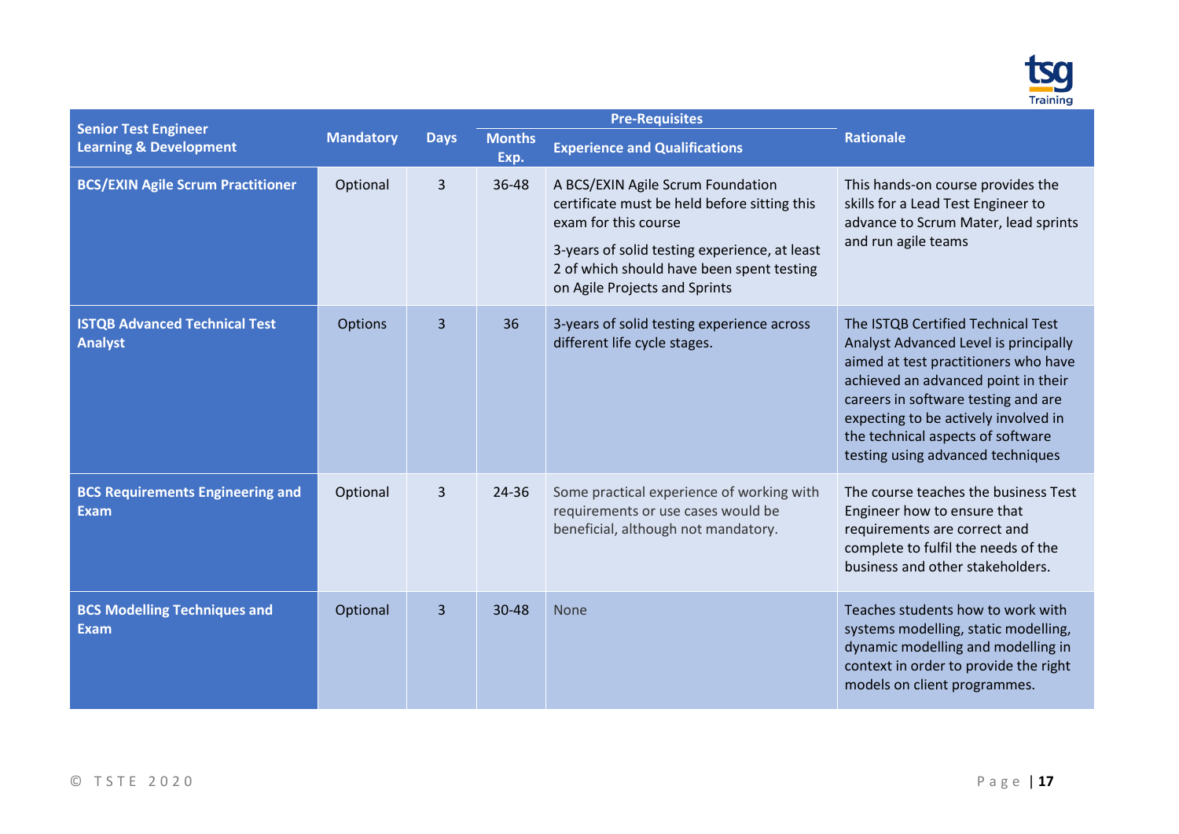| Senior Test Engineer Learning & Development | Mandatory | Days | Pre-Requisites | | Rationale |
|---|---|---|---|---|---|
| | | | Months Exp. | Experience and Qualifications | |
| **BCS/EXIN Agile Scrum Practitioner** | Optional | 3 | 36-48 | A BCS/EXIN Agile Scrum Foundation certificate must be held before sitting this exam for this course<br><br>3-years of solid testing experience, at least 2 of which should have been spent testing on Agile Projects and Sprints | This hands-on course provides the skills for a Lead Test Engineer to advance to Scrum Mater, lead sprints and run agile teams |
| **ISTQB Advanced Technical Test Analyst** | Options | 3 | 36 | 3-years of solid testing experience across different life cycle stages. | The ISTQB Certified Technical Test Analyst Advanced Level is principally aimed at test practitioners who have achieved an advanced point in their careers in software testing and are expecting to be actively involved in the technical aspects of software testing using advanced techniques |
| **BCS Requirements Engineering and Exam** | Optional | 3 | 24-36 | Some practical experience of working with requirements or use cases would be beneficial, although not mandatory. | The course teaches the business Test Engineer how to ensure that requirements are correct and complete to fulfil the needs of the business and other stakeholders. |
| **BCS Modelling Techniques and Exam** | Optional | 3 | 30-48 | None | Teaches students how to work with systems modelling, static modelling, dynamic modelling and modelling in context in order to provide the right models on client programmes. |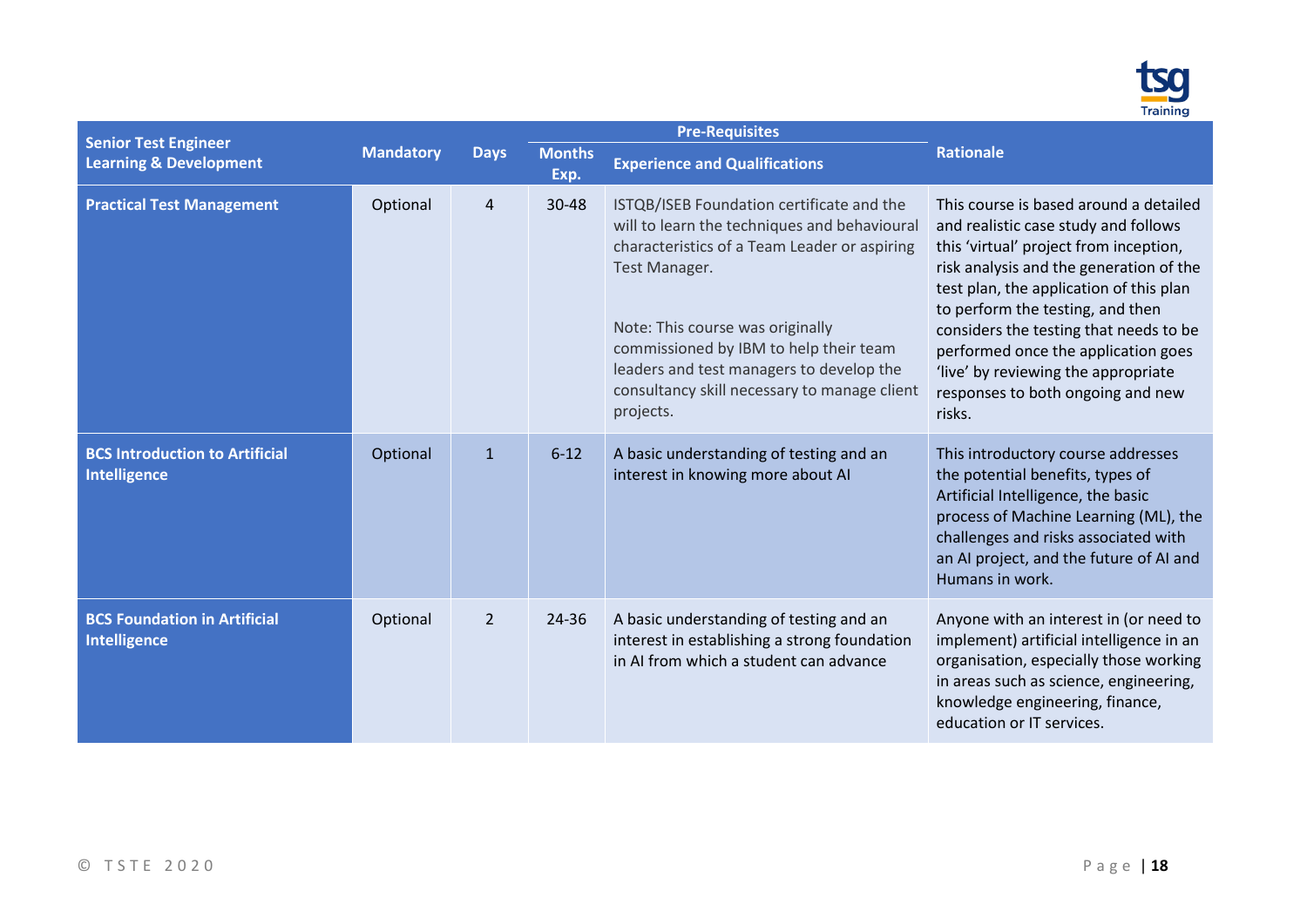| Senior Test Engineer Learning & Development | Mandatory | Days | Pre-Requisites | | Rationale |
|---|---|---|---|---|---|
| | | | Months Exp. | Experience and Qualifications | |
| **Practical Test Management** | Optional | 4 | 30-48 | ISTQB/ISEB Foundation certificate and the will to learn the techniques and behavioural characteristics of a Team Leader or aspiring Test Manager.<br><br>Note: This course was originally commissioned by IBM to help their team leaders and test managers to develop the consultancy skill necessary to manage client projects. | This course is based around a detailed and realistic case study and follows this 'virtual' project from inception, risk analysis and the generation of the test plan, the application of this plan to perform the testing, and then considers the testing that needs to be performed once the application goes 'live' by reviewing the appropriate responses to both ongoing and new risks. |
| **BCS Introduction to Artificial Intelligence** | Optional | 1 | 6-12 | A basic understanding of testing and an interest in knowing more about AI | This introductory course addresses the potential benefits, types of Artificial Intelligence, the basic process of Machine Learning (ML), the challenges and risks associated with an AI project, and the future of AI and Humans in work. |
| **BCS Foundation in Artificial Intelligence** | Optional | 2 | 24-36 | A basic understanding of testing and an interest in establishing a strong foundation in AI from which a student can advance | Anyone with an interest in (or need to implement) artificial intelligence in an organisation, especially those working in areas such as science, engineering, knowledge engineering, finance, education or IT services. |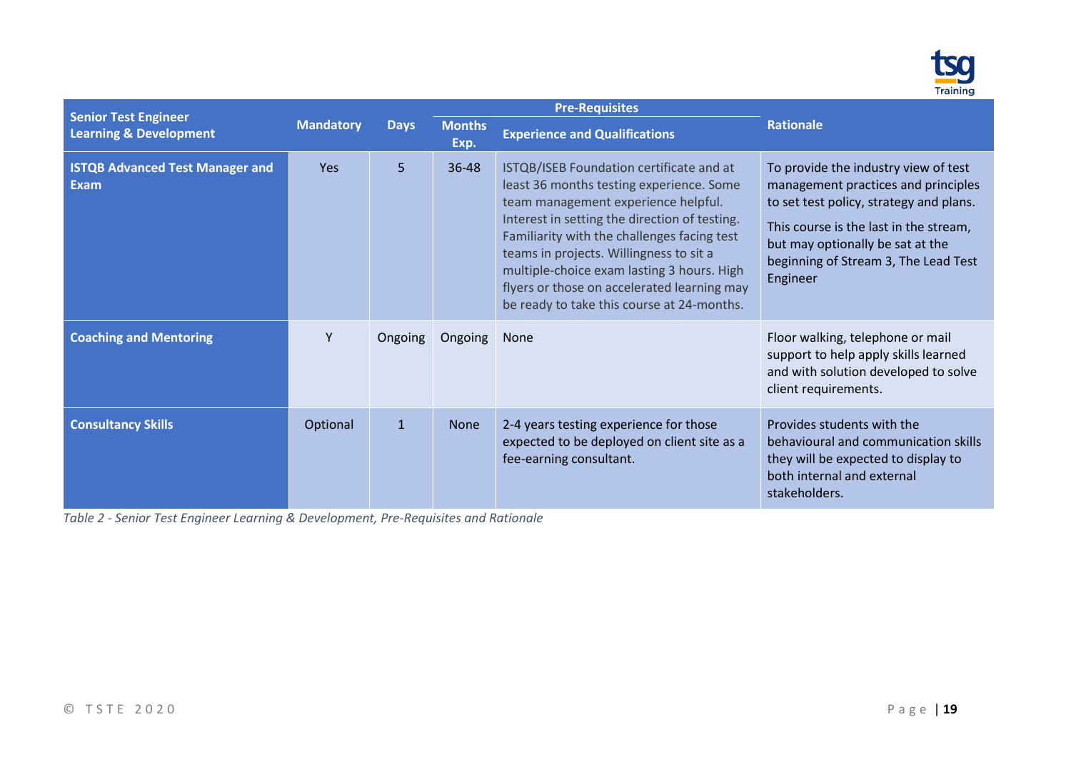| Senior Test Engineer Learning & Development | Mandatory | Days | Pre-Requisites | | Rationale |
|---|---|---|---|---|---|
| | | | Months Exp. | Experience and Qualifications | |
| **ISTQB Advanced Test Manager and Exam** | Yes | 5 | 36-48 | ISTQB/ISEB Foundation certificate and at least 36 months testing experience. Some team management experience helpful. Interest in setting the direction of testing. Familiarity with the challenges facing test teams in projects. Willingness to sit a multiple-choice exam lasting 3 hours. High flyers or those on accelerated learning may be ready to take this course at 24-months. | To provide the industry view of test management practices and principles to set test policy, strategy and plans. This course is the last in the stream, but may optionally be sat at the beginning of Stream 3, The Lead Test Engineer |
| **Coaching and Mentoring** | Y | Ongoing | Ongoing | None | Floor walking, telephone or mail support to help apply skills learned and with solution developed to solve client requirements. |
| **Consultancy Skills** | Optional | 1 | None | 2-4 years testing experience for those expected to be deployed on client site as a fee-earning consultant. | Provides students with the behavioural and communication skills they will be expected to display to both internal and external stakeholders. |

*Table 2 - Senior Test Engineer Learning & Development, Pre-Requisites and Rationale*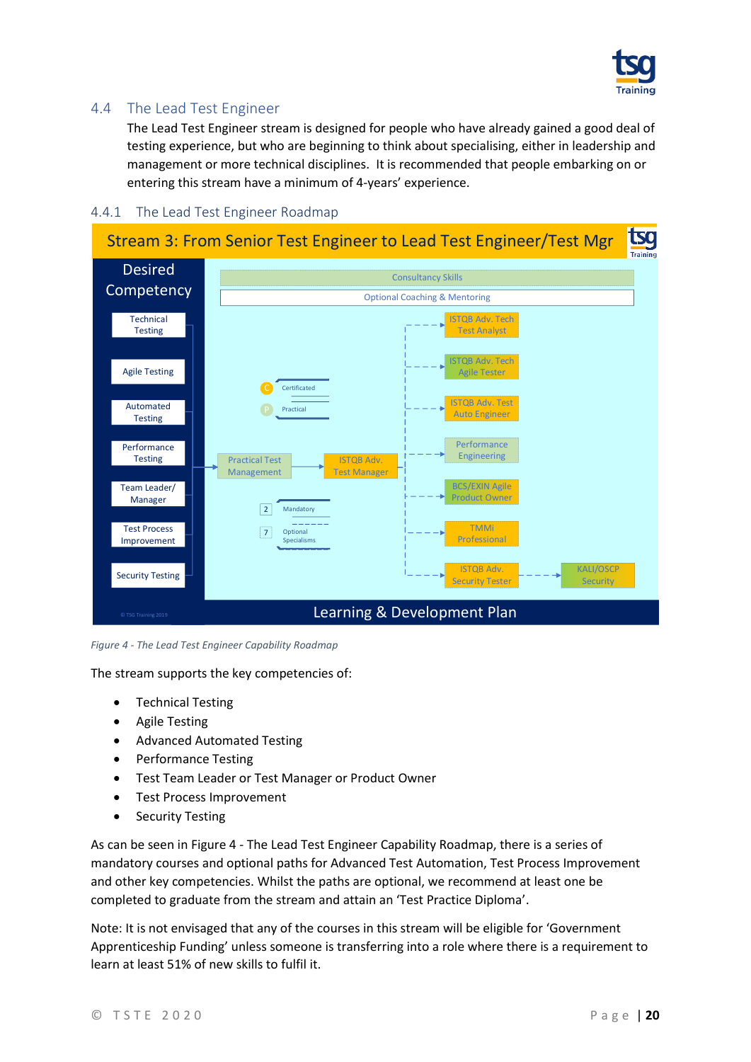## 4.4 The Lead Test Engineer

The Lead Test Engineer stream is designed for people who have already gained a good deal of testing experience, but who are beginning to think about specialising, either in leadership and management or more technical disciplines. It is recommended that people embarking on or entering this stream have a minimum of 4-years' experience.

### 4.4.1 The Lead Test Engineer Roadmap

**Stream 3: From Senior Test Engineer to Lead Test Engineer/Test Mgr**

Desired Competency: Technical Testing; Agile Testing; Automated Testing; Performance Testing; Team Leader/ Manager; Test Process Improvement; Security Testing

Consultancy Skills

Optional Coaching & Mentoring

Practical Test Management → ISTQB Adv. Test Manager → ISTQB Adv. Tech Test Analyst; ISTQB Adv. Tech Agile Tester; ISTQB Adv. Test Auto Engineer; Performance Engineering; BCS/EXIN Agile Product Owner; TMMi Professional; ISTQB Adv. Security Tester → KALI/OSCP Security

C Certificated; P Practical; 2 Mandatory; 7 Optional Specialisms

© TSG Training 2019

Learning & Development Plan

*Figure 4 - The Lead Test Engineer Capability Roadmap*

The stream supports the key competencies of:

- Technical Testing
- Agile Testing
- Advanced Automated Testing
- Performance Testing
- Test Team Leader or Test Manager or Product Owner
- Test Process Improvement
- Security Testing

As can be seen in Figure 4 - The Lead Test Engineer Capability Roadmap, there is a series of mandatory courses and optional paths for Advanced Test Automation, Test Process Improvement and other key competencies. Whilst the paths are optional, we recommend at least one be completed to graduate from the stream and attain an 'Test Practice Diploma'.

Note: It is not envisaged that any of the courses in this stream will be eligible for 'Government Apprenticeship Funding' unless someone is transferring into a role where there is a requirement to learn at least 51% of new skills to fulfil it.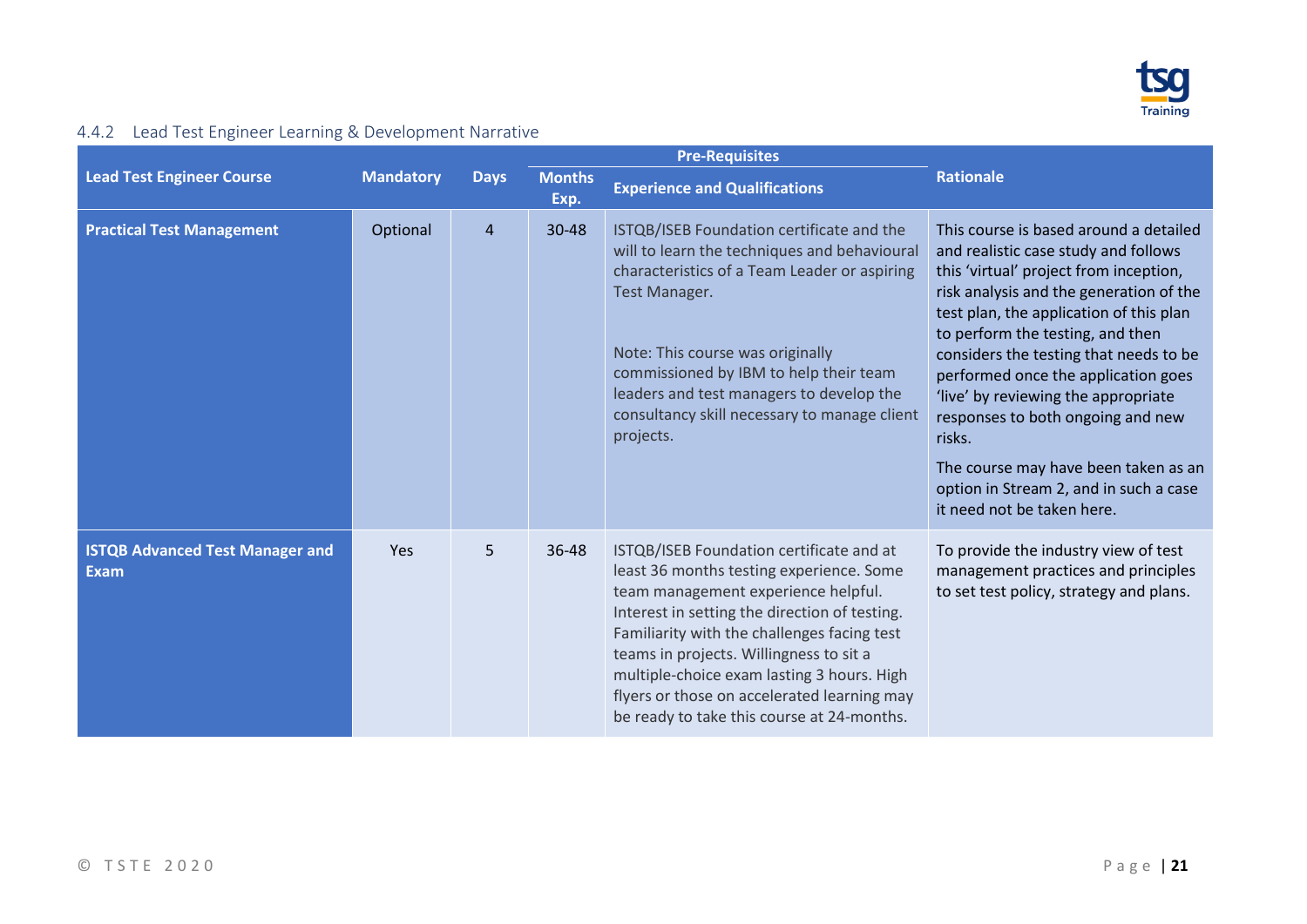### 4.4.2 Lead Test Engineer Learning & Development Narrative

| Lead Test Engineer Course | Mandatory | Days | Pre-Requisites | | Rationale |
|---|---|---|---|---|---|
| | | | Months Exp. | Experience and Qualifications | |
| **Practical Test Management** | Optional | 4 | 30-48 | ISTQB/ISEB Foundation certificate and the will to learn the techniques and behavioural characteristics of a Team Leader or aspiring Test Manager.<br><br>Note: This course was originally commissioned by IBM to help their team leaders and test managers to develop the consultancy skill necessary to manage client projects. | This course is based around a detailed and realistic case study and follows this 'virtual' project from inception, risk analysis and the generation of the test plan, the application of this plan to perform the testing, and then considers the testing that needs to be performed once the application goes 'live' by reviewing the appropriate responses to both ongoing and new risks.<br><br>The course may have been taken as an option in Stream 2, and in such a case it need not be taken here. |
| **ISTQB Advanced Test Manager and Exam** | Yes | 5 | 36-48 | ISTQB/ISEB Foundation certificate and at least 36 months testing experience. Some team management experience helpful. Interest in setting the direction of testing. Familiarity with the challenges facing test teams in projects. Willingness to sit a multiple-choice exam lasting 3 hours. High flyers or those on accelerated learning may be ready to take this course at 24-months. | To provide the industry view of test management practices and principles to set test policy, strategy and plans. |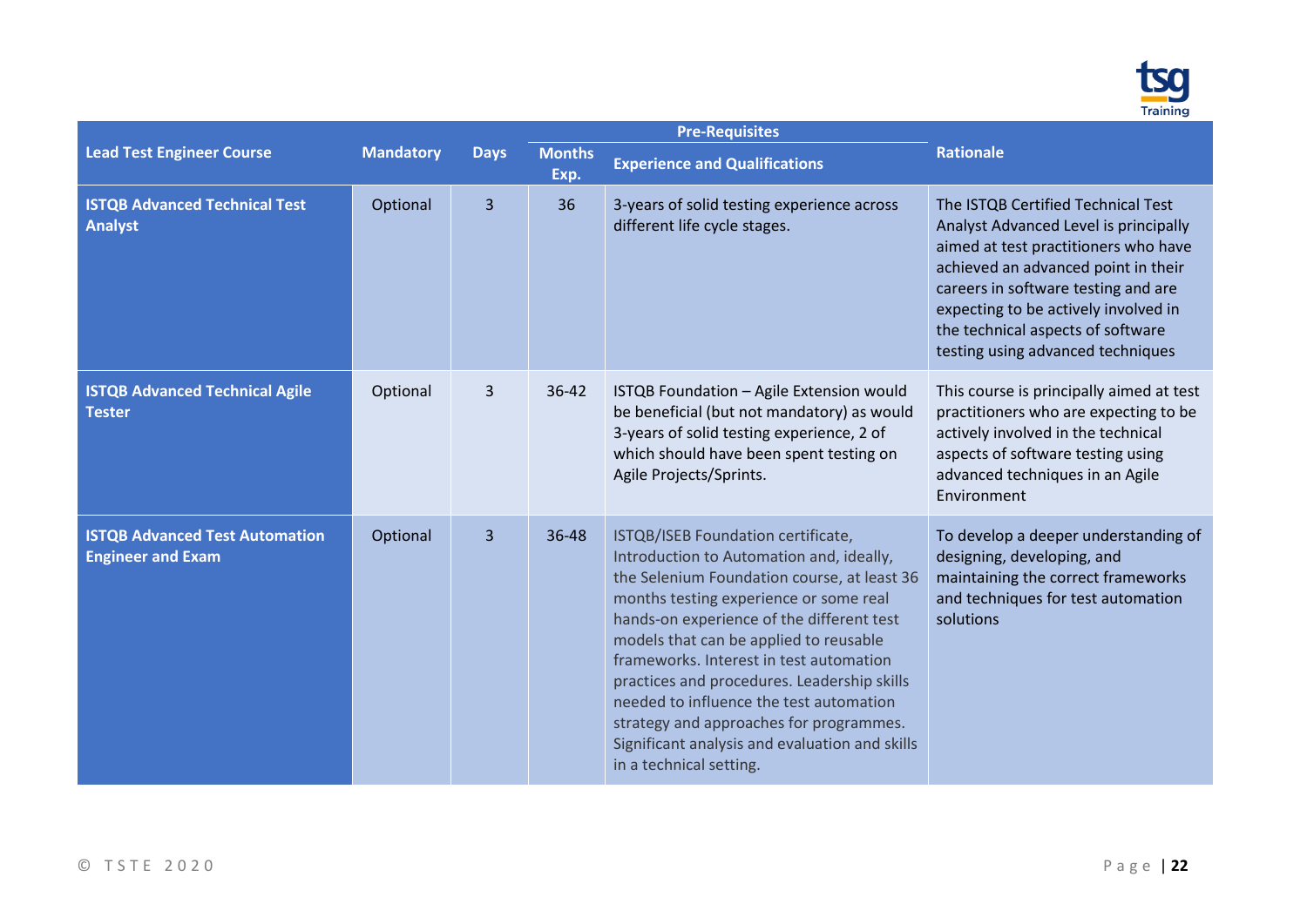| Lead Test Engineer Course | Mandatory | Days | Pre-Requisites | | Rationale |
|---|---|---|---|---|---|
| | | | Months Exp. | Experience and Qualifications | |
| **ISTQB Advanced Technical Test Analyst** | Optional | 3 | 36 | 3-years of solid testing experience across different life cycle stages. | The ISTQB Certified Technical Test Analyst Advanced Level is principally aimed at test practitioners who have achieved an advanced point in their careers in software testing and are expecting to be actively involved in the technical aspects of software testing using advanced techniques |
| **ISTQB Advanced Technical Agile Tester** | Optional | 3 | 36-42 | ISTQB Foundation – Agile Extension would be beneficial (but not mandatory) as would 3-years of solid testing experience, 2 of which should have been spent testing on Agile Projects/Sprints. | This course is principally aimed at test practitioners who are expecting to be actively involved in the technical aspects of software testing using advanced techniques in an Agile Environment |
| **ISTQB Advanced Test Automation Engineer and Exam** | Optional | 3 | 36-48 | ISTQB/ISEB Foundation certificate, Introduction to Automation and, ideally, the Selenium Foundation course, at least 36 months testing experience or some real hands-on experience of the different test models that can be applied to reusable frameworks. Interest in test automation practices and procedures. Leadership skills needed to influence the test automation strategy and approaches for programmes. Significant analysis and evaluation and skills in a technical setting. | To develop a deeper understanding of designing, developing, and maintaining the correct frameworks and techniques for test automation solutions |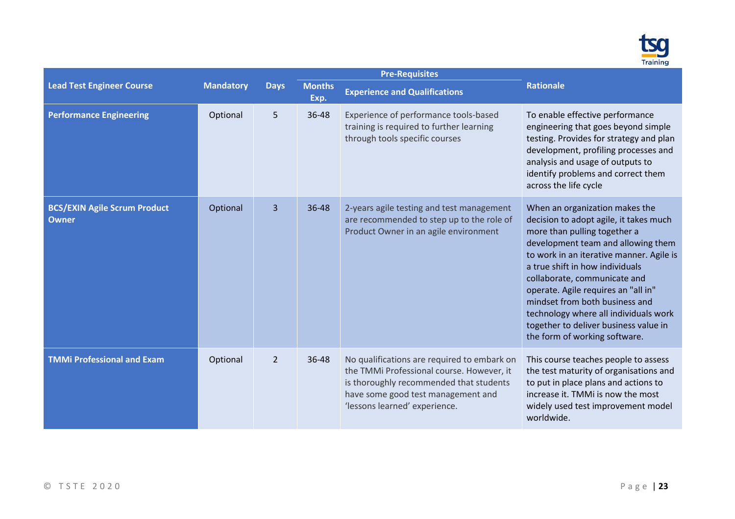| Lead Test Engineer Course | Mandatory | Days | Pre-Requisites | | Rationale |
|---|---|---|---|---|---|
| | | | Months Exp. | Experience and Qualifications | |
| **Performance Engineering** | Optional | 5 | 36-48 | Experience of performance tools-based training is required to further learning through tools specific courses | To enable effective performance engineering that goes beyond simple testing. Provides for strategy and plan development, profiling processes and analysis and usage of outputs to identify problems and correct them across the life cycle |
| **BCS/EXIN Agile Scrum Product Owner** | Optional | 3 | 36-48 | 2-years agile testing and test management are recommended to step up to the role of Product Owner in an agile environment | When an organization makes the decision to adopt agile, it takes much more than pulling together a development team and allowing them to work in an iterative manner. Agile is a true shift in how individuals collaborate, communicate and operate. Agile requires an "all in" mindset from both business and technology where all individuals work together to deliver business value in the form of working software. |
| **TMMi Professional and Exam** | Optional | 2 | 36-48 | No qualifications are required to embark on the TMMi Professional course. However, it is thoroughly recommended that students have some good test management and 'lessons learned' experience. | This course teaches people to assess the test maturity of organisations and to put in place plans and actions to increase it. TMMi is now the most widely used test improvement model worldwide. |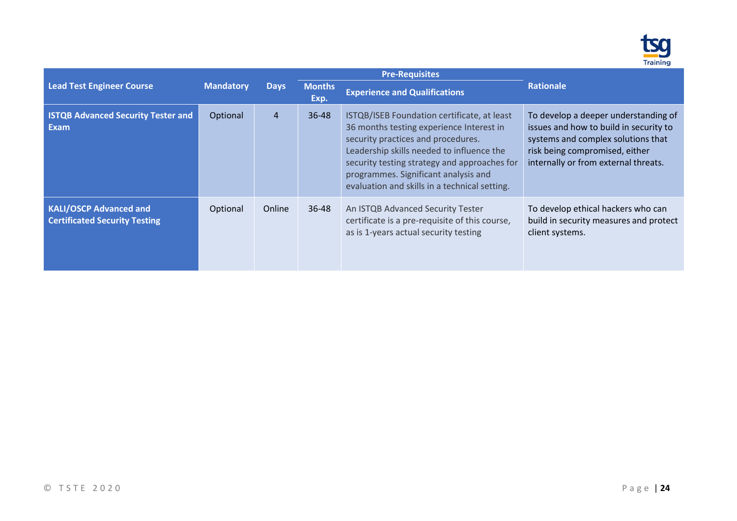| Lead Test Engineer Course | Mandatory | Days | Pre-Requisites | | Rationale |
|---|---|---|---|---|---|
| | | | Months Exp. | Experience and Qualifications | |
| **ISTQB Advanced Security Tester and Exam** | Optional | 4 | 36-48 | ISTQB/ISEB Foundation certificate, at least 36 months testing experience Interest in security practices and procedures. Leadership skills needed to influence the security testing strategy and approaches for programmes. Significant analysis and evaluation and skills in a technical setting. | To develop a deeper understanding of issues and how to build in security to systems and complex solutions that risk being compromised, either internally or from external threats. |
| **KALI/OSCP Advanced and Certificated Security Testing** | Optional | Online | 36-48 | An ISTQB Advanced Security Tester certificate is a pre-requisite of this course, as is 1-years actual security testing | To develop ethical hackers who can build in security measures and protect client systems. |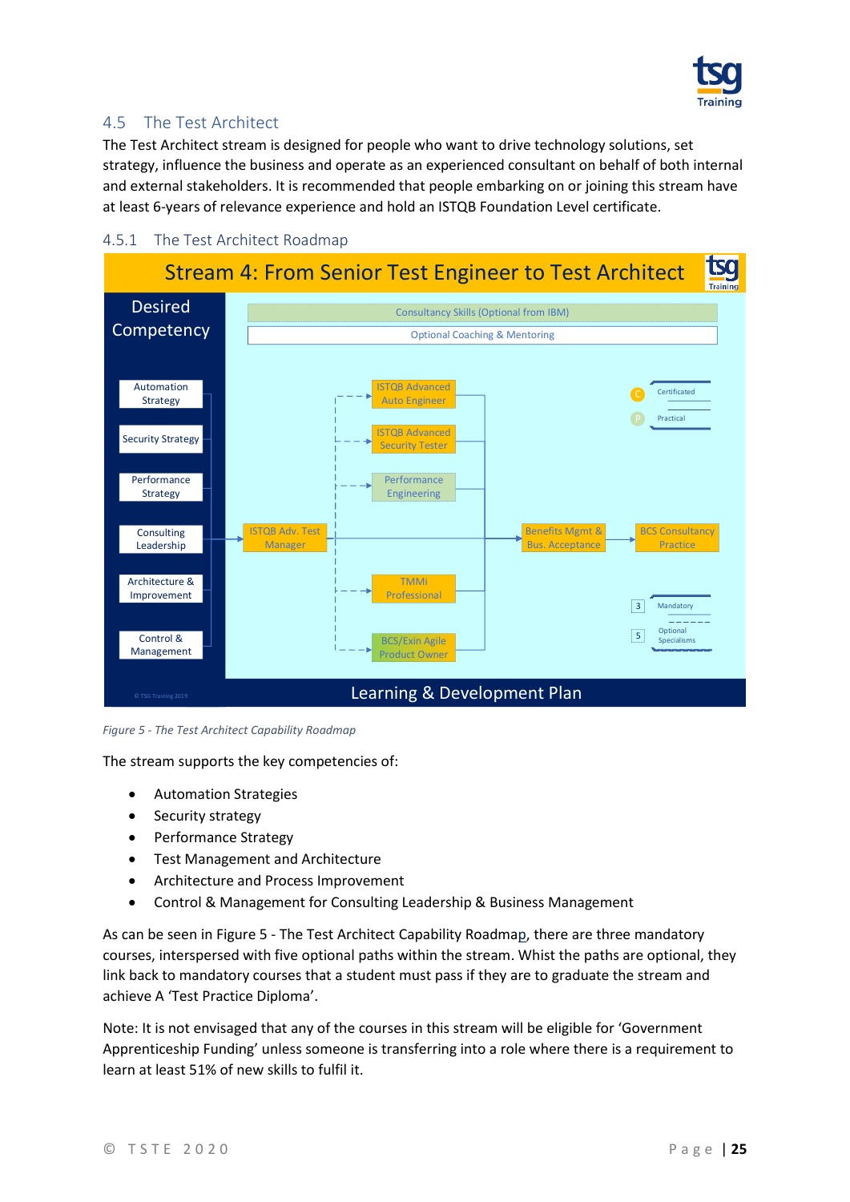## 4.5 The Test Architect

The Test Architect stream is designed for people who want to drive technology solutions, set strategy, influence the business and operate as an experienced consultant on behalf of both internal and external stakeholders. It is recommended that people embarking on or joining this stream have at least 6-years of relevance experience and hold an ISTQB Foundation Level certificate.

### 4.5.1 The Test Architect Roadmap

Stream 4: From Senior Test Engineer to Test Architect

Desired Competency

- Automation Strategy
- Security Strategy
- Performance Strategy
- Consulting Leadership
- Architecture & Improvement
- Control & Management

Consultancy Skills (Optional from IBM)

Optional Coaching & Mentoring

ISTQB Adv. Test Manager → ISTQB Advanced Auto Engineer / ISTQB Advanced Security Tester / Performance Engineering / TMMi Professional / BCS/Exin Agile Product Owner → Benefits Mgmt & Bus. Acceptance → BCS Consultancy Practice

C Certificated
P Practical

3 Mandatory
5 Optional Specialisms

© TSG Training 2019

Learning & Development Plan

*Figure 5 - The Test Architect Capability Roadmap*

The stream supports the key competencies of:

- Automation Strategies
- Security strategy
- Performance Strategy
- Test Management and Architecture
- Architecture and Process Improvement
- Control & Management for Consulting Leadership & Business Management

As can be seen in Figure 5 - The Test Architect Capability Roadmap, there are three mandatory courses, interspersed with five optional paths within the stream. Whist the paths are optional, they link back to mandatory courses that a student must pass if they are to graduate the stream and achieve A 'Test Practice Diploma'.

Note: It is not envisaged that any of the courses in this stream will be eligible for 'Government Apprenticeship Funding' unless someone is transferring into a role where there is a requirement to learn at least 51% of new skills to fulfil it.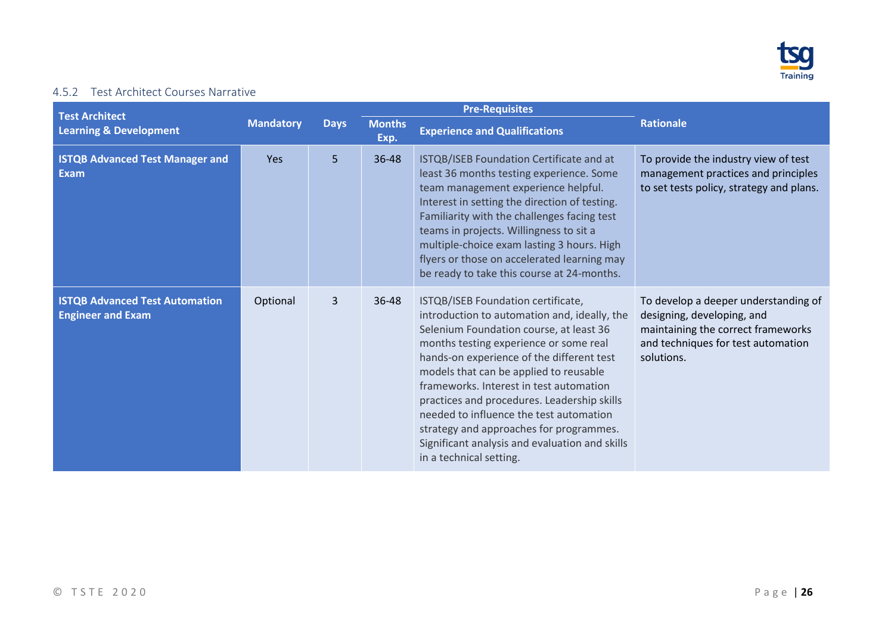### 4.5.2 Test Architect Courses Narrative

| Test Architect Learning & Development | Mandatory | Days | Pre-Requisites | | Rationale |
|---|---|---|---|---|---|
| | | | Months Exp. | Experience and Qualifications | |
| **ISTQB Advanced Test Manager and Exam** | Yes | 5 | 36-48 | ISTQB/ISEB Foundation Certificate and at least 36 months testing experience. Some team management experience helpful. Interest in setting the direction of testing. Familiarity with the challenges facing test teams in projects. Willingness to sit a multiple-choice exam lasting 3 hours. High flyers or those on accelerated learning may be ready to take this course at 24-months. | To provide the industry view of test management practices and principles to set tests policy, strategy and plans. |
| **ISTQB Advanced Test Automation Engineer and Exam** | Optional | 3 | 36-48 | ISTQB/ISEB Foundation certificate, introduction to automation and, ideally, the Selenium Foundation course, at least 36 months testing experience or some real hands-on experience of the different test models that can be applied to reusable frameworks. Interest in test automation practices and procedures. Leadership skills needed to influence the test automation strategy and approaches for programmes. Significant analysis and evaluation and skills in a technical setting. | To develop a deeper understanding of designing, developing, and maintaining the correct frameworks and techniques for test automation solutions. |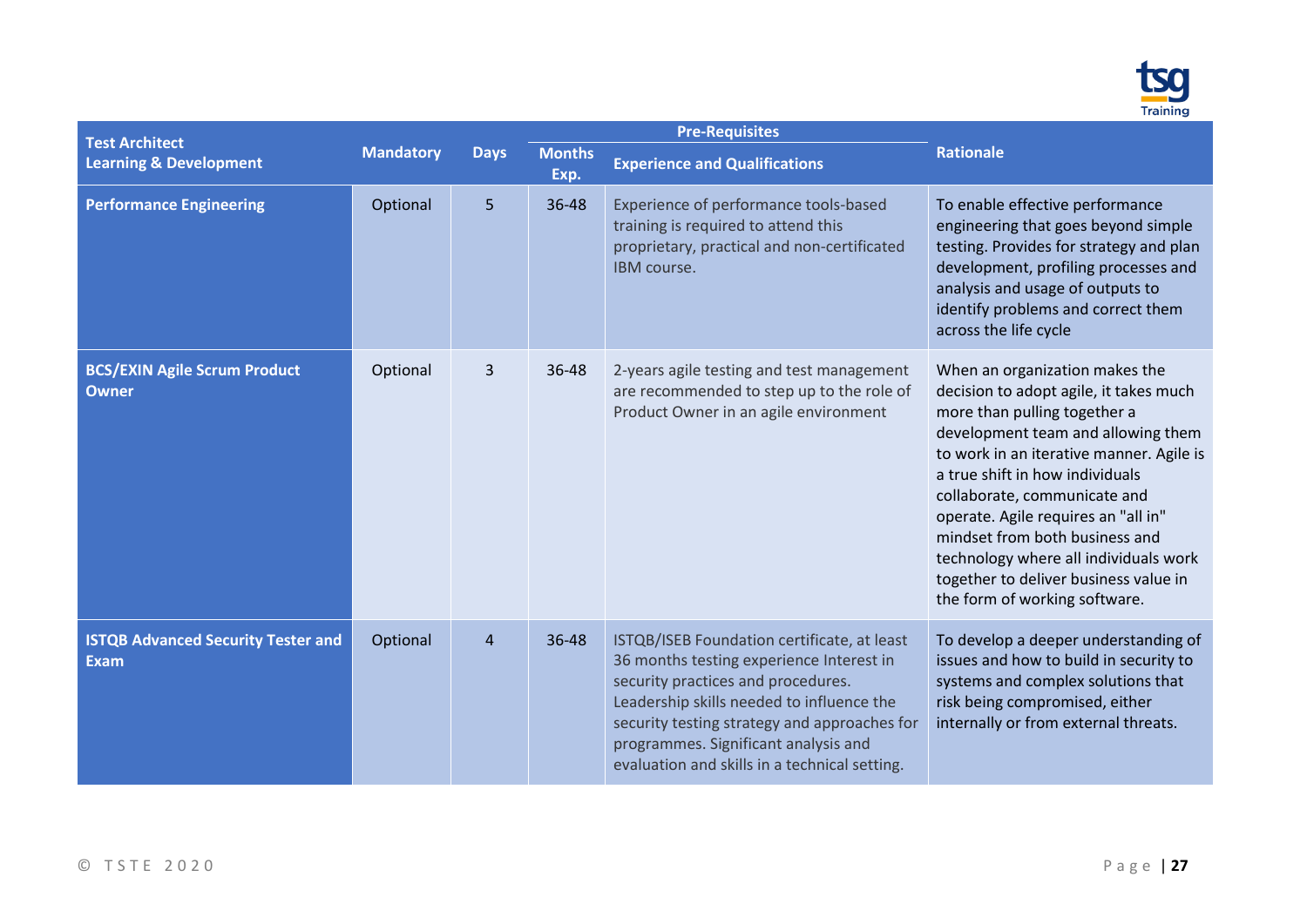| Test Architect Learning & Development | Mandatory | Days | Pre-Requisites | | Rationale |
|---|---|---|---|---|---|
| | | | Months Exp. | Experience and Qualifications | |
| **Performance Engineering** | Optional | 5 | 36-48 | Experience of performance tools-based training is required to attend this proprietary, practical and non-certificated IBM course. | To enable effective performance engineering that goes beyond simple testing. Provides for strategy and plan development, profiling processes and analysis and usage of outputs to identify problems and correct them across the life cycle |
| **BCS/EXIN Agile Scrum Product Owner** | Optional | 3 | 36-48 | 2-years agile testing and test management are recommended to step up to the role of Product Owner in an agile environment | When an organization makes the decision to adopt agile, it takes much more than pulling together a development team and allowing them to work in an iterative manner. Agile is a true shift in how individuals collaborate, communicate and operate. Agile requires an "all in" mindset from both business and technology where all individuals work together to deliver business value in the form of working software. |
| **ISTQB Advanced Security Tester and Exam** | Optional | 4 | 36-48 | ISTQB/ISEB Foundation certificate, at least 36 months testing experience Interest in security practices and procedures. Leadership skills needed to influence the security testing strategy and approaches for programmes. Significant analysis and evaluation and skills in a technical setting. | To develop a deeper understanding of issues and how to build in security to systems and complex solutions that risk being compromised, either internally or from external threats. |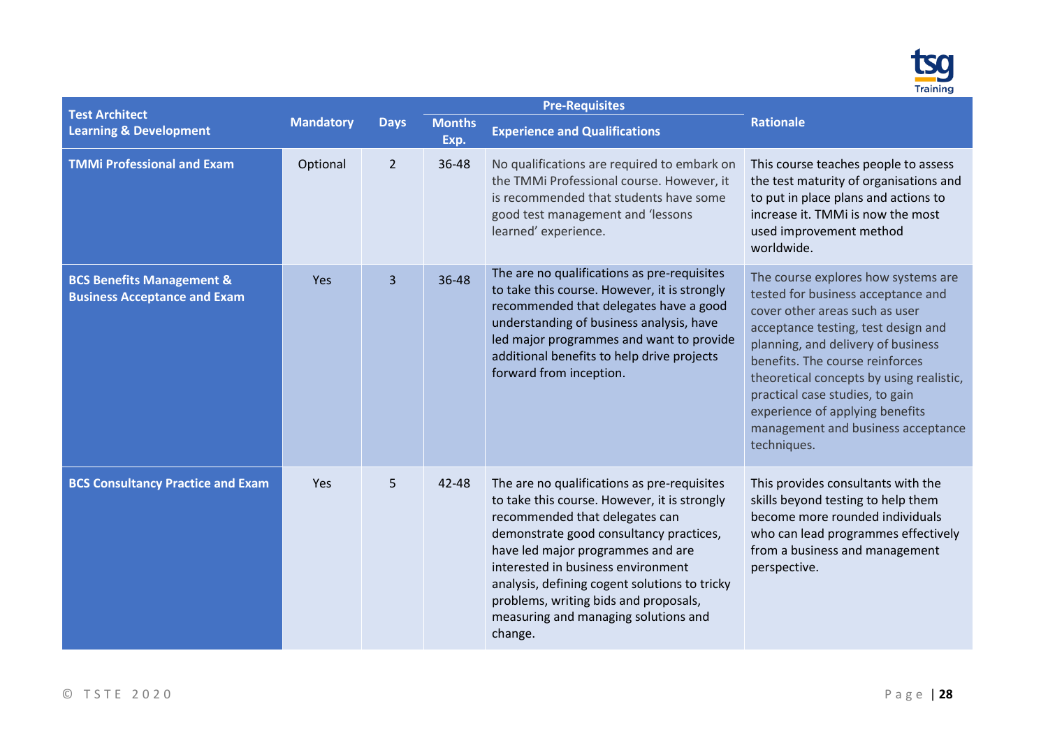| Test Architect Learning & Development | Mandatory | Days | Pre-Requisites | | Rationale |
|---|---|---|---|---|---|
| | | | Months Exp. | Experience and Qualifications | |
| **TMMi Professional and Exam** | Optional | 2 | 36-48 | No qualifications are required to embark on the TMMi Professional course. However, it is recommended that students have some good test management and 'lessons learned' experience. | This course teaches people to assess the test maturity of organisations and to put in place plans and actions to increase it. TMMi is now the most used improvement method worldwide. |
| **BCS Benefits Management & Business Acceptance and Exam** | Yes | 3 | 36-48 | The are no qualifications as pre-requisites to take this course. However, it is strongly recommended that delegates have a good understanding of business analysis, have led major programmes and want to provide additional benefits to help drive projects forward from inception. | The course explores how systems are tested for business acceptance and cover other areas such as user acceptance testing, test design and planning, and delivery of business benefits. The course reinforces theoretical concepts by using realistic, practical case studies, to gain experience of applying benefits management and business acceptance techniques. |
| **BCS Consultancy Practice and Exam** | Yes | 5 | 42-48 | The are no qualifications as pre-requisites to take this course. However, it is strongly recommended that delegates can demonstrate good consultancy practices, have led major programmes and are interested in business environment analysis, defining cogent solutions to tricky problems, writing bids and proposals, measuring and managing solutions and change. | This provides consultants with the skills beyond testing to help them become more rounded individuals who can lead programmes effectively from a business and management perspective. |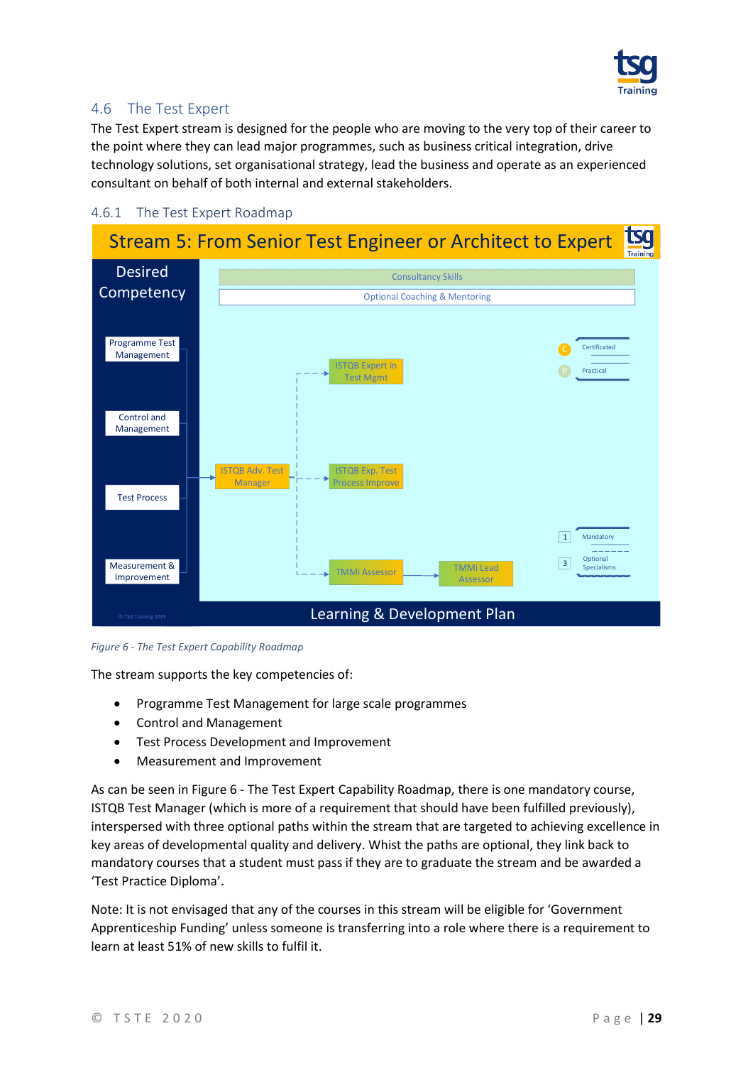## 4.6 The Test Expert

The Test Expert stream is designed for the people who are moving to the very top of their career to the point where they can lead major programmes, such as business critical integration, drive technology solutions, set organisational strategy, lead the business and operate as an experienced consultant on behalf of both internal and external stakeholders.

### 4.6.1 The Test Expert Roadmap

Stream 5: From Senior Test Engineer or Architect to Expert

Desired Competency

- Programme Test Management
- Control and Management
- Test Process
- Measurement & Improvement

Consultancy Skills

Optional Coaching & Mentoring

ISTQB Adv. Test Manager → ISTQB Expert in Test Mgmt; ISTQB Exp. Test Process Improve; TMMi Assessor → TMMi Lead Assessor

C Certificated; P Practical

1 Mandatory; 3 Optional Specialisms

Learning & Development Plan

© TSG Training 2019

*Figure 6 - The Test Expert Capability Roadmap*

The stream supports the key competencies of:

- Programme Test Management for large scale programmes
- Control and Management
- Test Process Development and Improvement
- Measurement and Improvement

As can be seen in Figure 6 - The Test Expert Capability Roadmap, there is one mandatory course, ISTQB Test Manager (which is more of a requirement that should have been fulfilled previously), interspersed with three optional paths within the stream that are targeted to achieving excellence in key areas of developmental quality and delivery. Whist the paths are optional, they link back to mandatory courses that a student must pass if they are to graduate the stream and be awarded a 'Test Practice Diploma'.

Note: It is not envisaged that any of the courses in this stream will be eligible for 'Government Apprenticeship Funding' unless someone is transferring into a role where there is a requirement to learn at least 51% of new skills to fulfil it.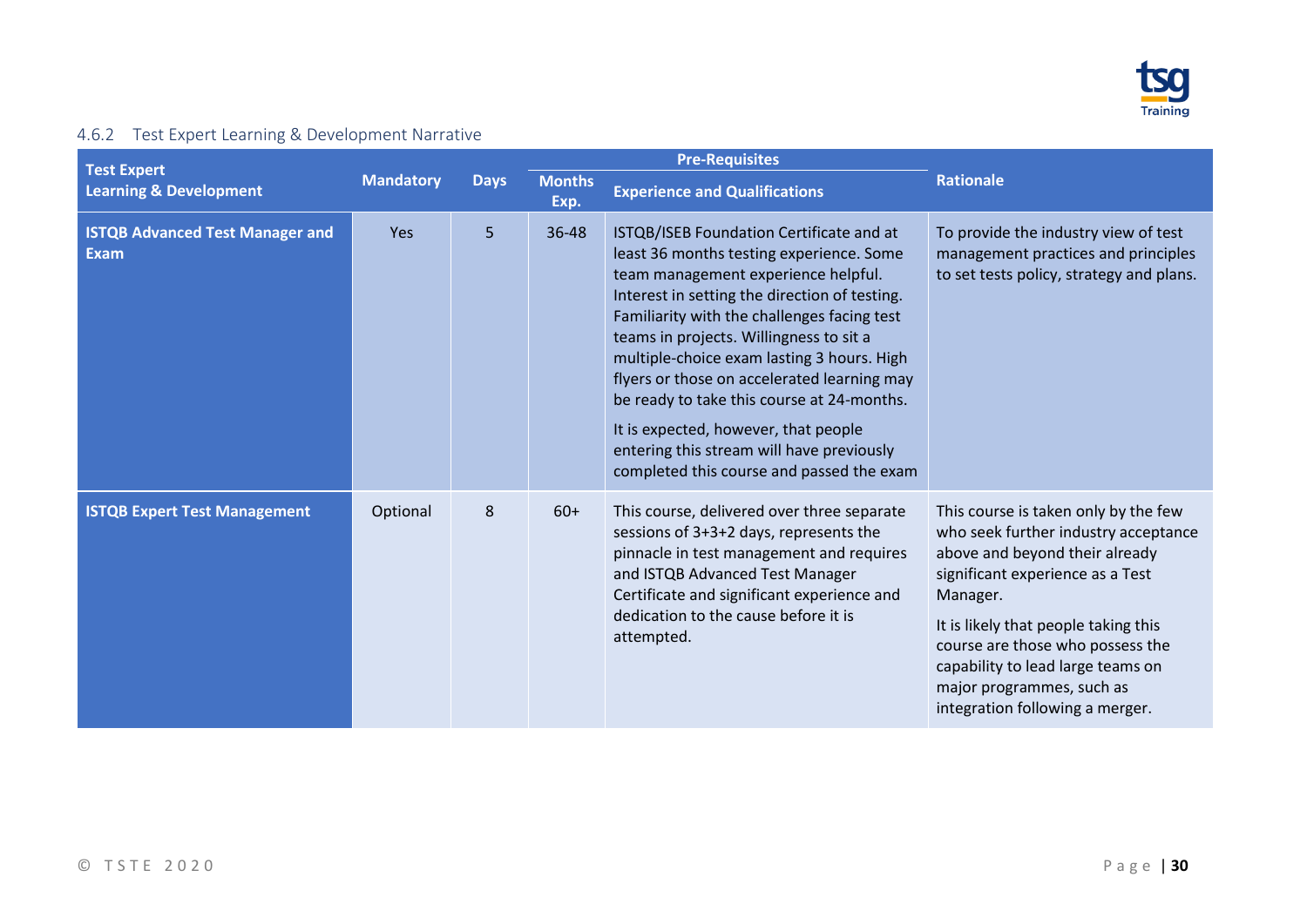### 4.6.2 Test Expert Learning & Development Narrative

| Test Expert Learning & Development | Mandatory | Days | Pre-Requisites | | Rationale |
|---|---|---|---|---|---|
| | | | Months Exp. | Experience and Qualifications | |
| **ISTQB Advanced Test Manager and Exam** | Yes | 5 | 36-48 | ISTQB/ISEB Foundation Certificate and at least 36 months testing experience. Some team management experience helpful. Interest in setting the direction of testing. Familiarity with the challenges facing test teams in projects. Willingness to sit a multiple-choice exam lasting 3 hours. High flyers or those on accelerated learning may be ready to take this course at 24-months.<br><br>It is expected, however, that people entering this stream will have previously completed this course and passed the exam | To provide the industry view of test management practices and principles to set tests policy, strategy and plans. |
| **ISTQB Expert Test Management** | Optional | 8 | 60+ | This course, delivered over three separate sessions of 3+3+2 days, represents the pinnacle in test management and requires and ISTQB Advanced Test Manager Certificate and significant experience and dedication to the cause before it is attempted. | This course is taken only by the few who seek further industry acceptance above and beyond their already significant experience as a Test Manager.<br><br>It is likely that people taking this course are those who possess the capability to lead large teams on major programmes, such as integration following a merger. |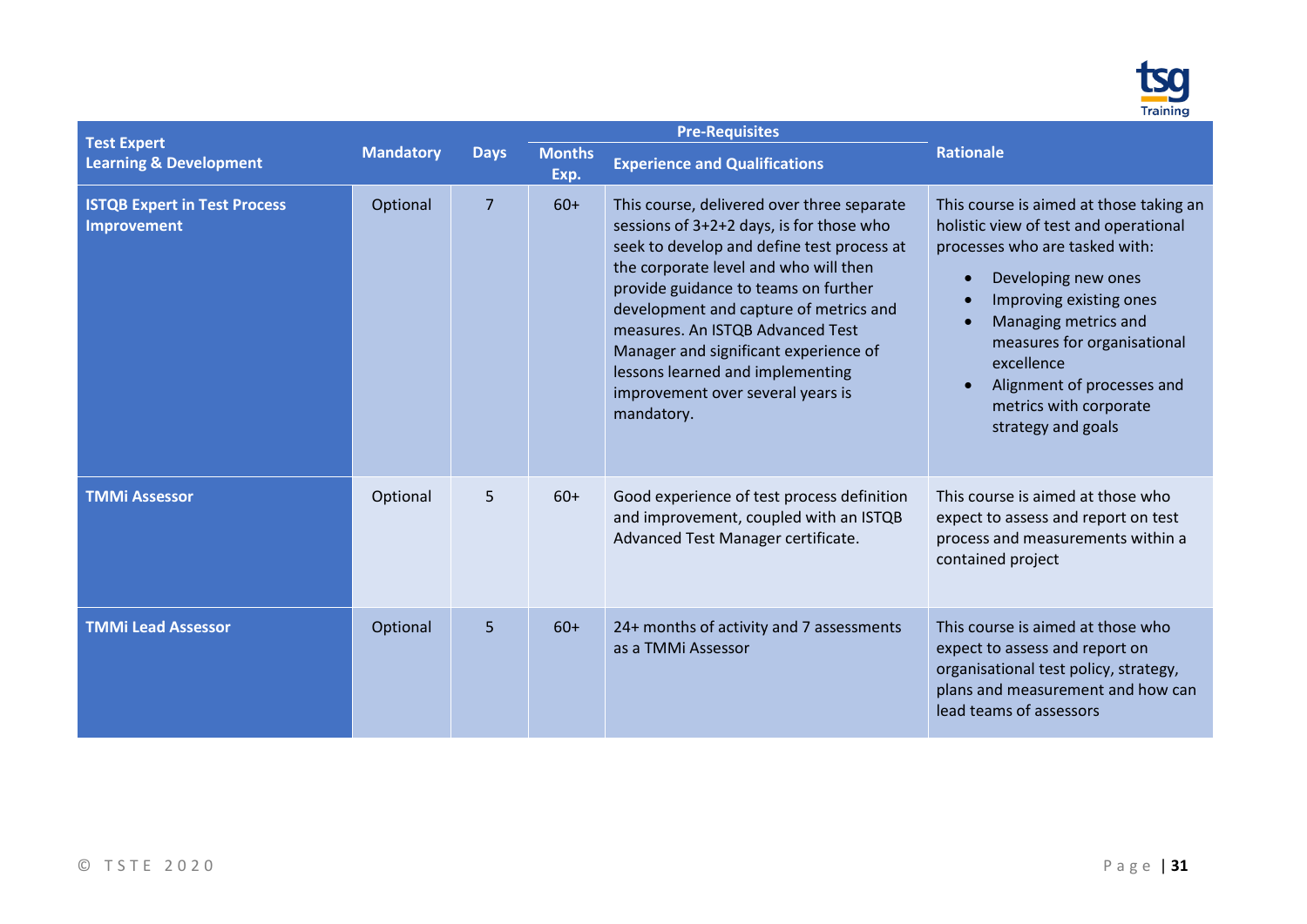| Test Expert Learning & Development | Mandatory | Days | Pre-Requisites | | Rationale |
|---|---|---|---|---|---|
| | | | Months Exp. | Experience and Qualifications | |
| **ISTQB Expert in Test Process Improvement** | Optional | 7 | 60+ | This course, delivered over three separate sessions of 3+2+2 days, is for those who seek to develop and define test process at the corporate level and who will then provide guidance to teams on further development and capture of metrics and measures. An ISTQB Advanced Test Manager and significant experience of lessons learned and implementing improvement over several years is mandatory. | This course is aimed at those taking an holistic view of test and operational processes who are tasked with: <br>• Developing new ones <br>• Improving existing ones <br>• Managing metrics and measures for organisational excellence <br>• Alignment of processes and metrics with corporate strategy and goals |
| **TMMi Assessor** | Optional | 5 | 60+ | Good experience of test process definition and improvement, coupled with an ISTQB Advanced Test Manager certificate. | This course is aimed at those who expect to assess and report on test process and measurements within a contained project |
| **TMMi Lead Assessor** | Optional | 5 | 60+ | 24+ months of activity and 7 assessments as a TMMi Assessor | This course is aimed at those who expect to assess and report on organisational test policy, strategy, plans and measurement and how can lead teams of assessors |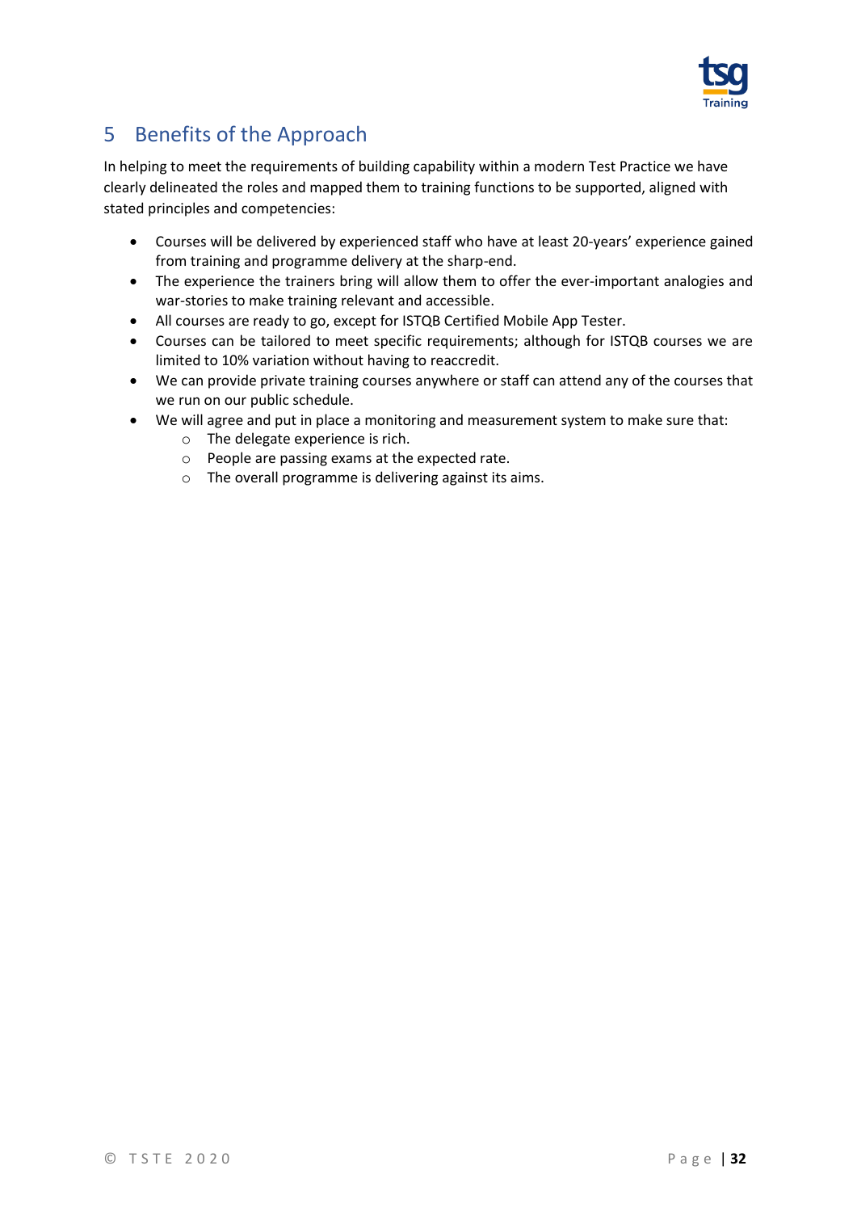## 5 Benefits of the Approach

In helping to meet the requirements of building capability within a modern Test Practice we have clearly delineated the roles and mapped them to training functions to be supported, aligned with stated principles and competencies:

- Courses will be delivered by experienced staff who have at least 20-years' experience gained from training and programme delivery at the sharp-end.
- The experience the trainers bring will allow them to offer the ever-important analogies and war-stories to make training relevant and accessible.
- All courses are ready to go, except for ISTQB Certified Mobile App Tester.
- Courses can be tailored to meet specific requirements; although for ISTQB courses we are limited to 10% variation without having to reaccredit.
- We can provide private training courses anywhere or staff can attend any of the courses that we run on our public schedule.
- We will agree and put in place a monitoring and measurement system to make sure that:
    - The delegate experience is rich.
    - People are passing exams at the expected rate.
    - The overall programme is delivering against its aims.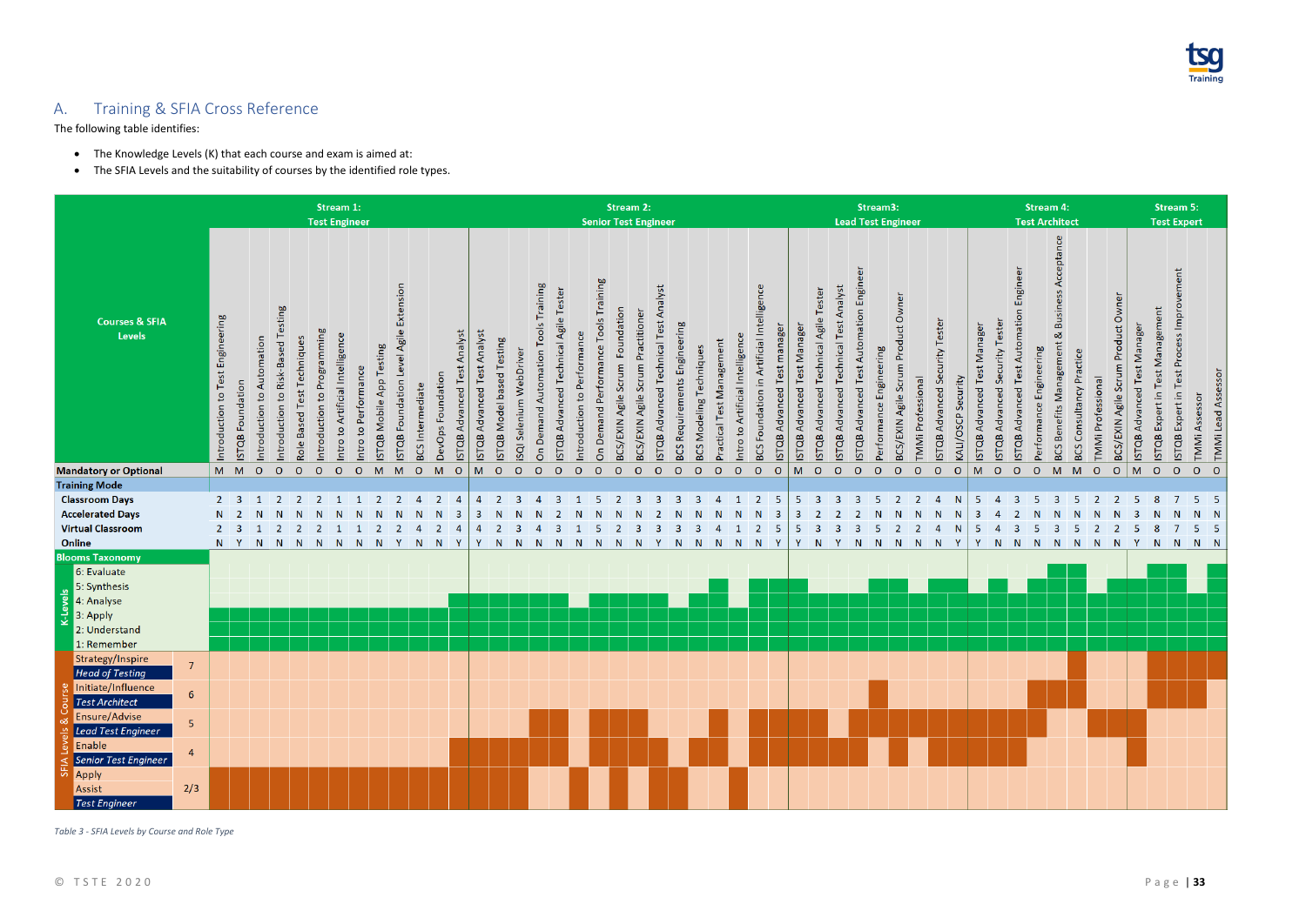## A. Training & SFIA Cross Reference

The following table identifies:

- The Knowledge Levels (K) that each course and exam is aimed at:
- The SFIA Levels and the suitability of courses by the identified role types.

| Courses & SFIA Levels | Stream 1: Test Engineer | | | | | | | | | | | | | Stream 2: Senior Test Engineer | | | | | | | | | | | | | | | | Stream3: Lead Test Engineer | | | | | | | | | Stream 4: Test Architect | | | | | | | | Stream 5: Test Expert | | | | |
|---|---|---|---|---|---|---|---|---|---|---|---|---|---|---|---|---|---|---|---|---|---|---|---|---|---|---|---|---|---|---|---|---|---|---|---|---|---|---|---|---|---|---|---|---|---|---|---|---|---|---|
| | Introduction to Test Engineering | ISTQB Foundation | Introduction to Automation | Introduction to Risk-Based Testing | Role Based Test Techniques | Introduction to Programming | Intro to Artificial Intelligence | Intro to Performance | ISTQB Mobile App Testing | ISTQB Foundation Level Agile Extension | BCS Intermediate | DevOps Foundation | ISTQB Advanced Test Analyst | ISTQB Advanced Test Analyst | ISTQB Model based Testing | iSQI Selenium WebDriver | On Demand Automation Tools Training | ISTQB Advanced Technical Agile Tester | Introduction to Performance | On Demand Performance Tools Training | BCS/EXIN Agile Scrum Foundation | BCS/EXIN Agile Scrum Practitioner | ISTQB Advanced Technical Test Analyst | BCS Requirements Engineering | BCS Modeling Techniques | Practical Test Management | Intro to Artificial Intelligence | BCS Foundation in Artificial Intelligence | ISTQB Advanced Test manager | ISTQB Advanced Test Manager | ISTQB Advanced Technical Agile Tester | ISTQB Advanced Technical Test Analyst | ISTQB Advanced Test Automation Engineer | Performance Engineering | BCS/EXIN Agile Scrum Product Owner | TMMi Professional | ISTQB Advanced Security Tester | KALI/OSCP Security | ISTQB Advanced Test Manager | ISTQB Advanced Security Tester | ISTQB Advanced Test Automation Engineer | Performance Engineering | BCS Benefits Management & Business Acceptance | BCS Consultancy Practice | TMMi Professional | BCS/EXIN Agile Scrum Product Owner | ISTQB Advanced Test Manager | ISTQB Expert in Test Management | ISTQB Expert in Test Process Improvement | TMMi Assessor | TMMi Lead Assessor |
| **Mandatory or Optional** | M | M | O | O | O | O | O | O | M | M | O | M | O | M | O | O | O | O | O | O | O | O | O | O | O | O | O | O | O | M | O | O | O | O | O | O | O | O | M | O | O | O | M | M | O | O | M | O | O | O | O |
| **Training Mode** | | | | | | | | | | | | | | | | | | | | | | | | | | | | | | | | | | | | | | | | | | | | | | | | | | | |
| **Classroom Days** | 2 | 3 | 1 | 2 | 2 | 2 | 1 | 1 | 2 | 2 | 4 | 2 | 4 | 4 | 2 | 3 | 4 | 3 | 1 | 5 | 2 | 3 | 3 | 3 | 3 | 4 | 1 | 2 | 5 | 5 | 3 | 3 | 3 | 5 | 2 | 2 | 4 | N | 5 | 4 | 3 | 5 | 3 | 5 | 2 | 2 | 5 | 8 | 7 | 5 | 5 |
| **Accelerated Days** | N | 2 | N | N | N | N | N | N | N | N | N | N | 3 | 3 | N | N | N | 2 | N | N | N | N | 2 | N | N | N | N | N | 3 | 3 | 2 | 2 | 2 | N | N | N | N | N | 3 | 4 | 2 | N | N | N | N | N | 3 | N | N | N | N |
| **Virtual Classroom** | 2 | 3 | 1 | 2 | 2 | 2 | 1 | 1 | 2 | 2 | 4 | 2 | 4 | 4 | 2 | 3 | 4 | 3 | 1 | 5 | 2 | 3 | 3 | 3 | 3 | 4 | 1 | 2 | 5 | 5 | 3 | 3 | 3 | 5 | 2 | 2 | 4 | N | 5 | 4 | 3 | 5 | 3 | 5 | 2 | 2 | 5 | 8 | 7 | 5 | 5 |
| **Online** | N | Y | N | N | N | N | N | N | N | Y | N | N | Y | Y | N | N | N | N | N | N | N | N | Y | N | N | N | N | N | Y | Y | N | Y | N | N | N | N | N | Y | Y | N | N | N | N | N | N | N | Y | N | N | N | N |
| **Blooms Taxonomy** | | | | | | | | | | | | | | | | | | | | | | | | | | | | | | | | | | | | | | | | | | | | | | | | | | | |
| K-Levels: 6: Evaluate | | | | | | | | | | | | | | | | | | | | | | | | | | | | | | | | | | | | | | | | | | | | | | | | | | | |
| K-Levels: 5: Synthesis | | | | | | | | | | | | | | | | | | | | | | | | | | | | | | | | | | | | | | | | | | | | | | | | | | | |
| K-Levels: 4: Analyse | | | | | | | | | | | | | | | | | | | | | | | | | | | | | | | | | | | | | | | | | | | | | | | | | | | |
| K-Levels: 3: Apply | | | | | | | | | | | | | | | | | | | | | | | | | | | | | | | | | | | | | | | | | | | | | | | | | | | |
| K-Levels: 2: Understand | | | | | | | | | | | | | | | | | | | | | | | | | | | | | | | | | | | | | | | | | | | | | | | | | | | |
| K-Levels: 1: Remember | | | | | | | | | | | | | | | | | | | | | | | | | | | | | | | | | | | | | | | | | | | | | | | | | | | |
| SFIA Levels & Course: Strategy/Inspire – *Head of Testing* – 7 | | | | | | | | | | | | | | | | | | | | | | | | | | | | | | | | | | | | | | | | | | | | | | | | | | | |
| SFIA Levels & Course: Initiate/Influence – *Test Architect* – 6 | | | | | | | | | | | | | | | | | | | | | | | | | | | | | | | | | | | | | | | | | | | | | | | | | | | |
| SFIA Levels & Course: Ensure/Advise – *Lead Test Engineer* – 5 | | | | | | | | | | | | | | | | | | | | | | | | | | | | | | | | | | | | | | | | | | | | | | | | | | | |
| SFIA Levels & Course: Enable – *Senior Test Engineer* – 4 | | | | | | | | | | | | | | | | | | | | | | | | | | | | | | | | | | | | | | | | | | | | | | | | | | | |
| SFIA Levels & Course: Apply / Assist – *Test Engineer* – 2/3 | | | | | | | | | | | | | | | | | | | | | | | | | | | | | | | | | | | | | | | | | | | | | | | | | | | |

*Table 3 - SFIA Levels by Course and Role Type*